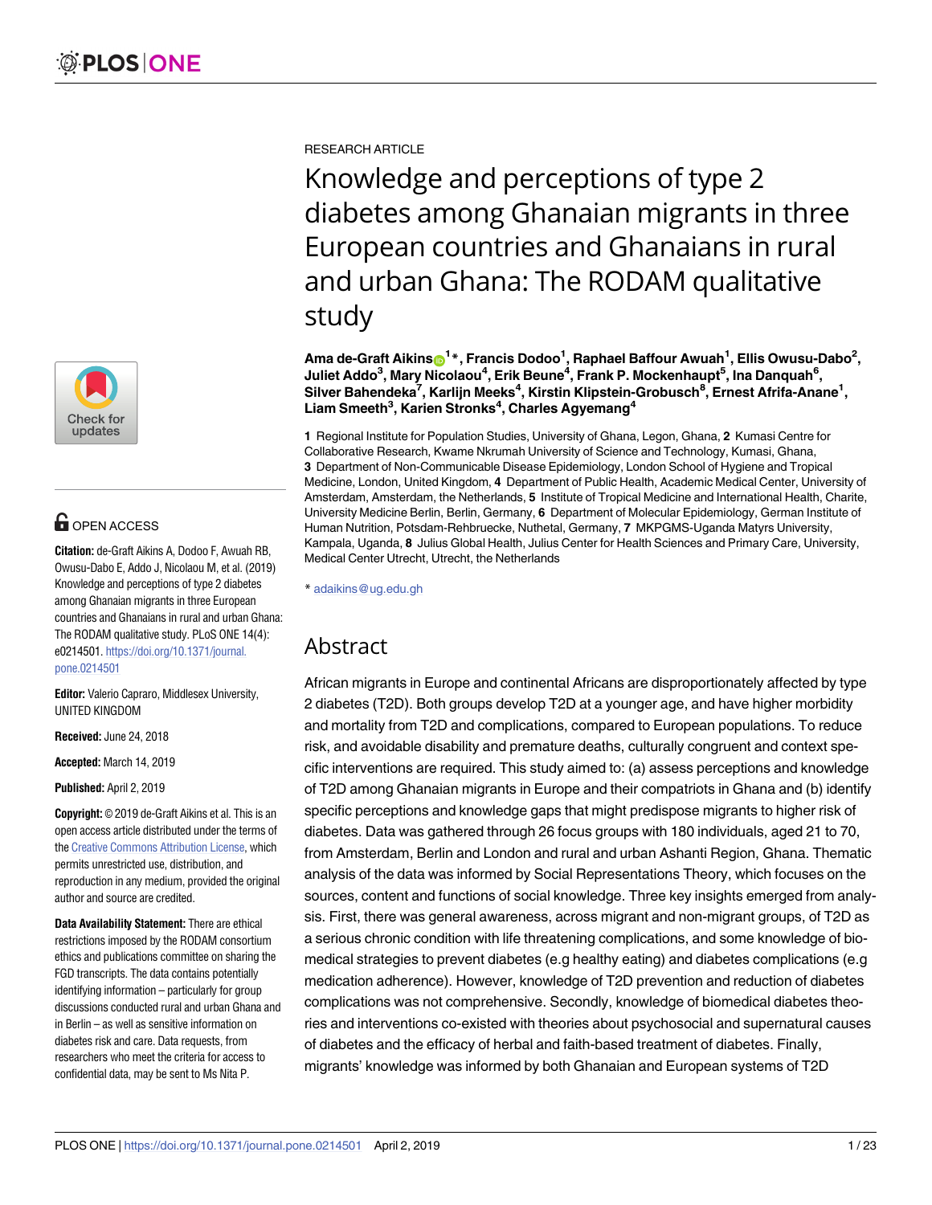RESEARCH ARTICLE

# Knowledge and perceptions of type 2 diabetes among Ghanaian migrants in three European countries and Ghanaians in rural and urban Ghana: The RODAM qualitative study

**Ama de-Graft Aikins[1]*, Francis Dodoo[1], Raphael Baffour Awuah[1], Ellis Owusu-Dabo[2], Juliet Addo[3], Mary Nicolaou[4], Erik Beune[4], Frank P. Mockenhaupt[5], Ina Danquah[6], Silver Bahendeka[7], Karlijn Meeks[4], Kirstin Klipstein-Grobusch[8], Ernest Afrifa-Anane[1], Liam Smeeth[3], Karien Stronks[4], Charles Agyemang[4]**

**1** Regional Institute for Population Studies, University of Ghana, Legon, Ghana, **2** Kumasi Centre for Collaborative Research, Kwame Nkrumah University of Science and Technology, Kumasi, Ghana, **3** Department of Non-Communicable Disease Epidemiology, London School of Hygiene and Tropical Medicine, London, United Kingdom, **4** Department of Public Health, Academic Medical Center, University of Amsterdam, Amsterdam, the Netherlands, **5** Institute of Tropical Medicine and International Health, Charite, University Medicine Berlin, Berlin, Germany, **6** Department of Molecular Epidemiology, German Institute of Human Nutrition, Potsdam-Rehbruecke, Nuthetal, Germany, **7** MKPGMS-Uganda Matyrs University, Kampala, Uganda, **8** Julius Global Health, Julius Center for Health Sciences and Primary Care, University, Medical Center Utrecht, Utrecht, the Netherlands

* adaikins@ug.edu.gh

OPEN ACCESS

**Citation:** de-Graft Aikins A, Dodoo F, Awuah RB, Owusu-Dabo E, Addo J, Nicolaou M, et al. (2019) Knowledge and perceptions of type 2 diabetes among Ghanaian migrants in three European countries and Ghanaians in rural and urban Ghana: The RODAM qualitative study. PLoS ONE 14(4): e0214501. https://doi.org/10.1371/journal.pone.0214501

**Editor:** Valerio Capraro, Middlesex University, UNITED KINGDOM

**Received:** June 24, 2018

**Accepted:** March 14, 2019

**Published:** April 2, 2019

**Copyright:** © 2019 de-Graft Aikins et al. This is an open access article distributed under the terms of the Creative Commons Attribution License, which permits unrestricted use, distribution, and reproduction in any medium, provided the original author and source are credited.

**Data Availability Statement:** There are ethical restrictions imposed by the RODAM consortium ethics and publications committee on sharing the FGD transcripts. The data contains potentially identifying information – particularly for group discussions conducted rural and urban Ghana and in Berlin – as well as sensitive information on diabetes risk and care. Data requests, from researchers who meet the criteria for access to confidential data, may be sent to Ms Nita P.

## Abstract

African migrants in Europe and continental Africans are disproportionately affected by type 2 diabetes (T2D). Both groups develop T2D at a younger age, and have higher morbidity and mortality from T2D and complications, compared to European populations. To reduce risk, and avoidable disability and premature deaths, culturally congruent and context specific interventions are required. This study aimed to: (a) assess perceptions and knowledge of T2D among Ghanaian migrants in Europe and their compatriots in Ghana and (b) identify specific perceptions and knowledge gaps that might predispose migrants to higher risk of diabetes. Data was gathered through 26 focus groups with 180 individuals, aged 21 to 70, from Amsterdam, Berlin and London and rural and urban Ashanti Region, Ghana. Thematic analysis of the data was informed by Social Representations Theory, which focuses on the sources, content and functions of social knowledge. Three key insights emerged from analysis. First, there was general awareness, across migrant and non-migrant groups, of T2D as a serious chronic condition with life threatening complications, and some knowledge of biomedical strategies to prevent diabetes (e.g healthy eating) and diabetes complications (e.g medication adherence). However, knowledge of T2D prevention and reduction of diabetes complications was not comprehensive. Secondly, knowledge of biomedical diabetes theories and interventions co-existed with theories about psychosocial and supernatural causes of diabetes and the efficacy of herbal and faith-based treatment of diabetes. Finally, migrants' knowledge was informed by both Ghanaian and European systems of T2D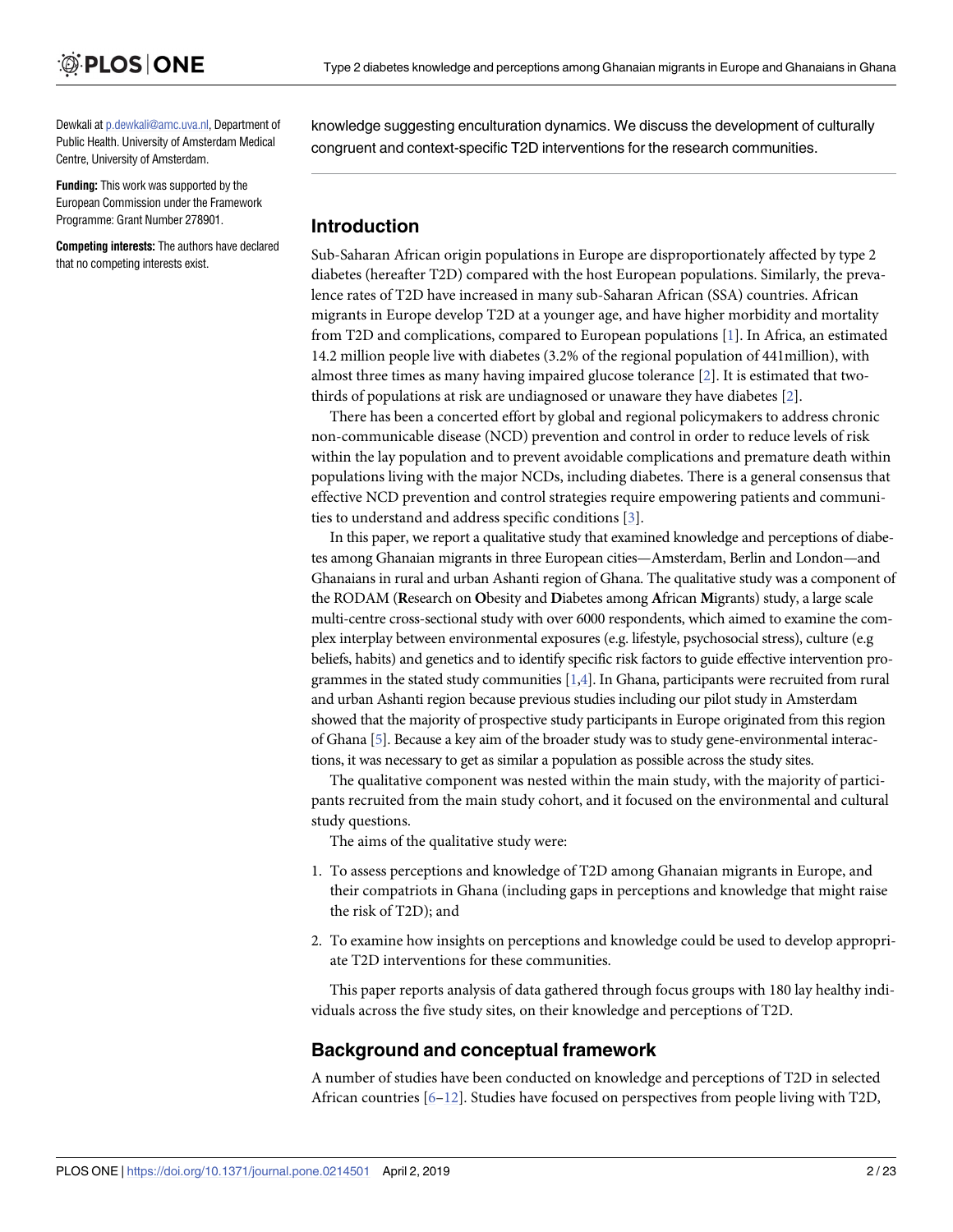Dewkali at p.dewkali@amc.uva.nl, Department of Public Health. University of Amsterdam Medical Centre, University of Amsterdam.

**Funding:** This work was supported by the European Commission under the Framework Programme: Grant Number 278901.

**Competing interests:** The authors have declared that no competing interests exist.

knowledge suggesting enculturation dynamics. We discuss the development of culturally congruent and context-specific T2D interventions for the research communities.

## Introduction

Sub-Saharan African origin populations in Europe are disproportionately affected by type 2 diabetes (hereafter T2D) compared with the host European populations. Similarly, the prevalence rates of T2D have increased in many sub-Saharan African (SSA) countries. African migrants in Europe develop T2D at a younger age, and have higher morbidity and mortality from T2D and complications, compared to European populations [1]. In Africa, an estimated 14.2 million people live with diabetes (3.2% of the regional population of 441million), with almost three times as many having impaired glucose tolerance [2]. It is estimated that two-thirds of populations at risk are undiagnosed or unaware they have diabetes [2].

There has been a concerted effort by global and regional policymakers to address chronic non-communicable disease (NCD) prevention and control in order to reduce levels of risk within the lay population and to prevent avoidable complications and premature death within populations living with the major NCDs, including diabetes. There is a general consensus that effective NCD prevention and control strategies require empowering patients and communities to understand and address specific conditions [3].

In this paper, we report a qualitative study that examined knowledge and perceptions of diabetes among Ghanaian migrants in three European cities—Amsterdam, Berlin and London—and Ghanaians in rural and urban Ashanti region of Ghana. The qualitative study was a component of the RODAM (**R**esearch on **O**besity and **D**iabetes among **A**frican **M**igrants) study, a large scale multi-centre cross-sectional study with over 6000 respondents, which aimed to examine the complex interplay between environmental exposures (e.g. lifestyle, psychosocial stress), culture (e.g beliefs, habits) and genetics and to identify specific risk factors to guide effective intervention programmes in the stated study communities [1,4]. In Ghana, participants were recruited from rural and urban Ashanti region because previous studies including our pilot study in Amsterdam showed that the majority of prospective study participants in Europe originated from this region of Ghana [5]. Because a key aim of the broader study was to study gene-environmental interactions, it was necessary to get as similar a population as possible across the study sites.

The qualitative component was nested within the main study, with the majority of participants recruited from the main study cohort, and it focused on the environmental and cultural study questions.

The aims of the qualitative study were:

1. To assess perceptions and knowledge of T2D among Ghanaian migrants in Europe, and their compatriots in Ghana (including gaps in perceptions and knowledge that might raise the risk of T2D); and
2. To examine how insights on perceptions and knowledge could be used to develop appropriate T2D interventions for these communities.

This paper reports analysis of data gathered through focus groups with 180 lay healthy individuals across the five study sites, on their knowledge and perceptions of T2D.

## Background and conceptual framework

A number of studies have been conducted on knowledge and perceptions of T2D in selected African countries [6–12]. Studies have focused on perspectives from people living with T2D,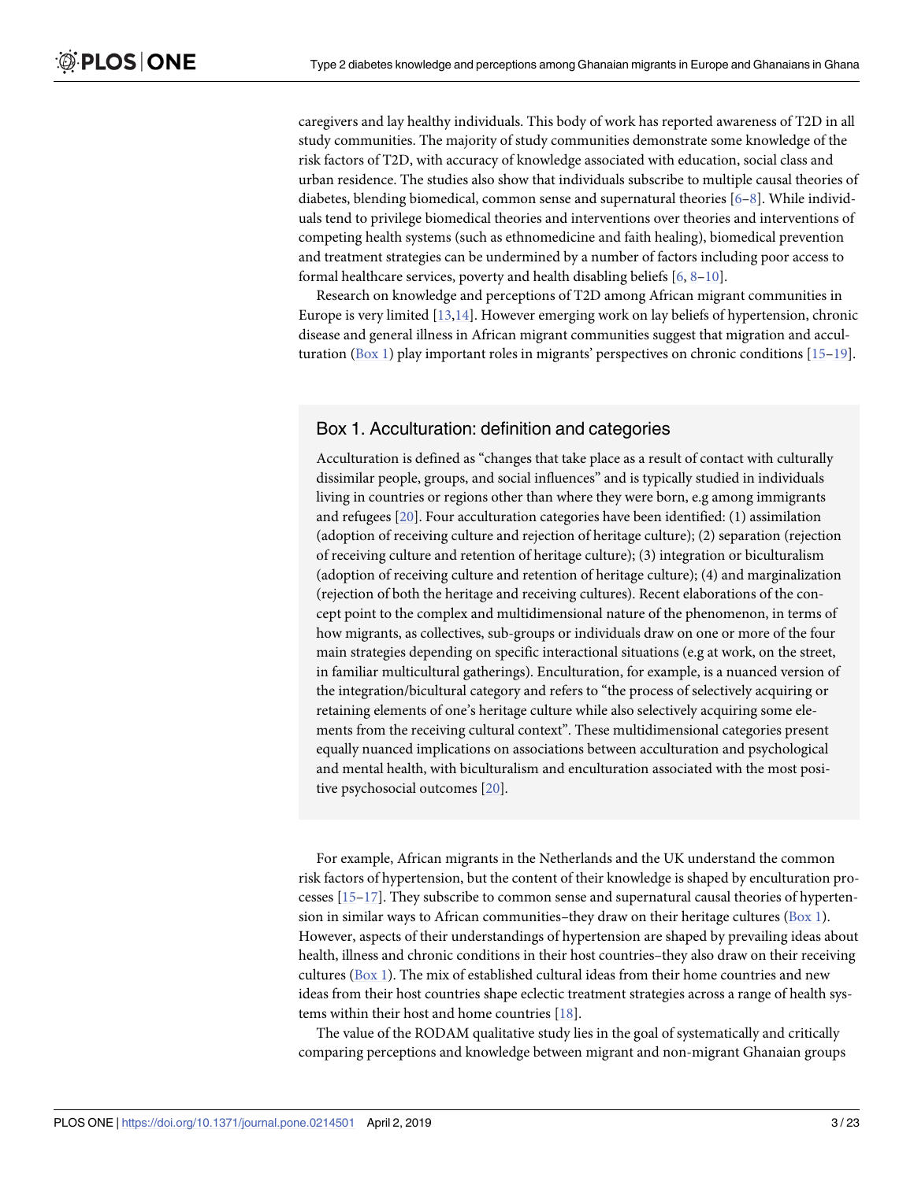caregivers and lay healthy individuals. This body of work has reported awareness of T2D in all study communities. The majority of study communities demonstrate some knowledge of the risk factors of T2D, with accuracy of knowledge associated with education, social class and urban residence. The studies also show that individuals subscribe to multiple causal theories of diabetes, blending biomedical, common sense and supernatural theories [6–8]. While individuals tend to privilege biomedical theories and interventions over theories and interventions of competing health systems (such as ethnomedicine and faith healing), biomedical prevention and treatment strategies can be undermined by a number of factors including poor access to formal healthcare services, poverty and health disabling beliefs [6, 8–10].

Research on knowledge and perceptions of T2D among African migrant communities in Europe is very limited [13,14]. However emerging work on lay beliefs of hypertension, chronic disease and general illness in African migrant communities suggest that migration and acculturation (Box 1) play important roles in migrants' perspectives on chronic conditions [15–19].

### Box 1. Acculturation: definition and categories

Acculturation is defined as "changes that take place as a result of contact with culturally dissimilar people, groups, and social influences" and is typically studied in individuals living in countries or regions other than where they were born, e.g among immigrants and refugees [20]. Four acculturation categories have been identified: (1) assimilation (adoption of receiving culture and rejection of heritage culture); (2) separation (rejection of receiving culture and retention of heritage culture); (3) integration or biculturalism (adoption of receiving culture and retention of heritage culture); (4) and marginalization (rejection of both the heritage and receiving cultures). Recent elaborations of the concept point to the complex and multidimensional nature of the phenomenon, in terms of how migrants, as collectives, sub-groups or individuals draw on one or more of the four main strategies depending on specific interactional situations (e.g at work, on the street, in familiar multicultural gatherings). Enculturation, for example, is a nuanced version of the integration/bicultural category and refers to "the process of selectively acquiring or retaining elements of one's heritage culture while also selectively acquiring some elements from the receiving cultural context". These multidimensional categories present equally nuanced implications on associations between acculturation and psychological and mental health, with biculturalism and enculturation associated with the most positive psychosocial outcomes [20].

For example, African migrants in the Netherlands and the UK understand the common risk factors of hypertension, but the content of their knowledge is shaped by enculturation processes [15–17]. They subscribe to common sense and supernatural causal theories of hypertension in similar ways to African communities–they draw on their heritage cultures (Box 1). However, aspects of their understandings of hypertension are shaped by prevailing ideas about health, illness and chronic conditions in their host countries–they also draw on their receiving cultures (Box 1). The mix of established cultural ideas from their home countries and new ideas from their host countries shape eclectic treatment strategies across a range of health systems within their host and home countries [18].

The value of the RODAM qualitative study lies in the goal of systematically and critically comparing perceptions and knowledge between migrant and non-migrant Ghanaian groups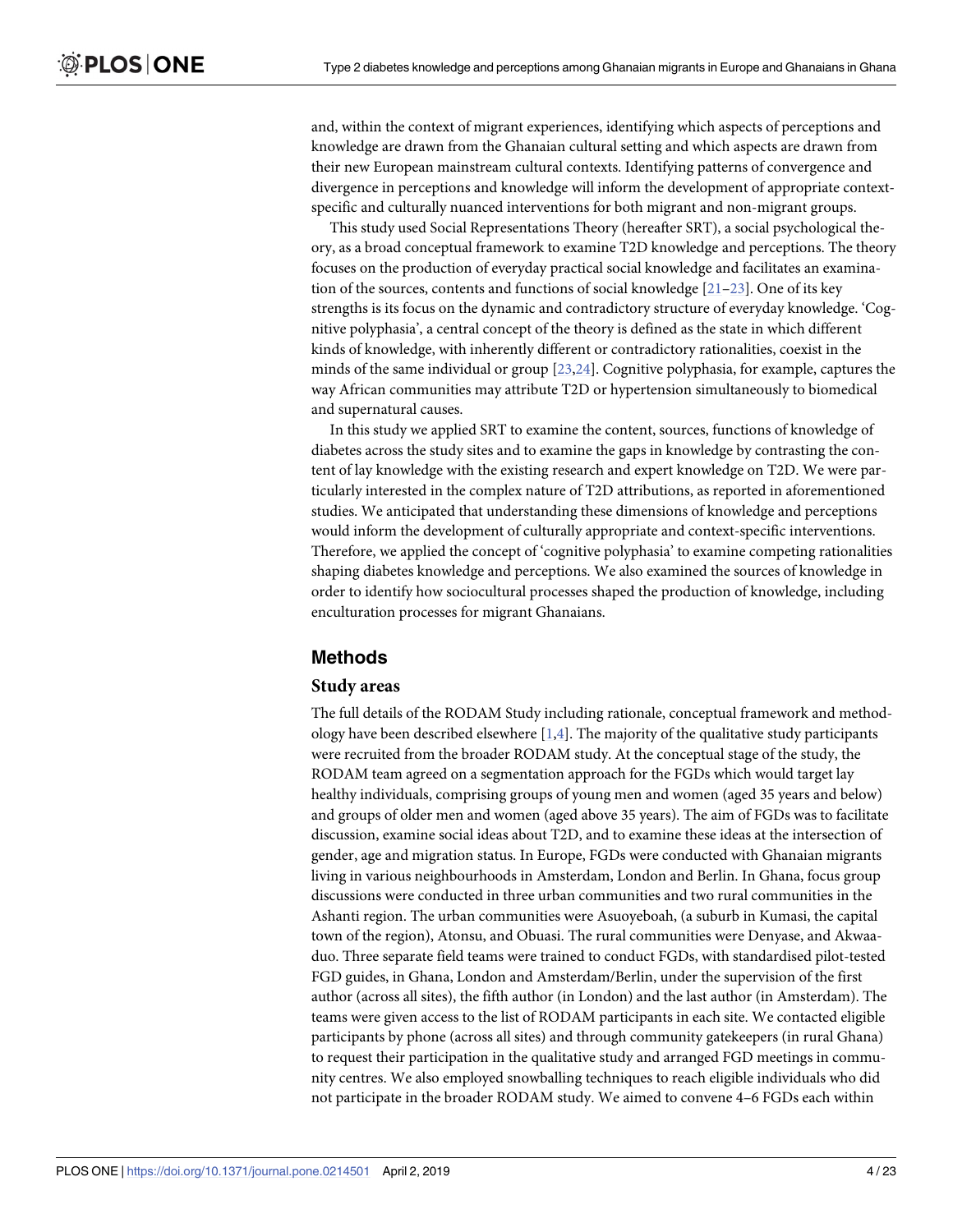and, within the context of migrant experiences, identifying which aspects of perceptions and knowledge are drawn from the Ghanaian cultural setting and which aspects are drawn from their new European mainstream cultural contexts. Identifying patterns of convergence and divergence in perceptions and knowledge will inform the development of appropriate context-specific and culturally nuanced interventions for both migrant and non-migrant groups.

This study used Social Representations Theory (hereafter SRT), a social psychological theory, as a broad conceptual framework to examine T2D knowledge and perceptions. The theory focuses on the production of everyday practical social knowledge and facilitates an examination of the sources, contents and functions of social knowledge [21–23]. One of its key strengths is its focus on the dynamic and contradictory structure of everyday knowledge. 'Cognitive polyphasia', a central concept of the theory is defined as the state in which different kinds of knowledge, with inherently different or contradictory rationalities, coexist in the minds of the same individual or group [23,24]. Cognitive polyphasia, for example, captures the way African communities may attribute T2D or hypertension simultaneously to biomedical and supernatural causes.

In this study we applied SRT to examine the content, sources, functions of knowledge of diabetes across the study sites and to examine the gaps in knowledge by contrasting the content of lay knowledge with the existing research and expert knowledge on T2D. We were particularly interested in the complex nature of T2D attributions, as reported in aforementioned studies. We anticipated that understanding these dimensions of knowledge and perceptions would inform the development of culturally appropriate and context-specific interventions. Therefore, we applied the concept of 'cognitive polyphasia' to examine competing rationalities shaping diabetes knowledge and perceptions. We also examined the sources of knowledge in order to identify how sociocultural processes shaped the production of knowledge, including enculturation processes for migrant Ghanaians.

## Methods

### Study areas

The full details of the RODAM Study including rationale, conceptual framework and methodology have been described elsewhere [1,4]. The majority of the qualitative study participants were recruited from the broader RODAM study. At the conceptual stage of the study, the RODAM team agreed on a segmentation approach for the FGDs which would target lay healthy individuals, comprising groups of young men and women (aged 35 years and below) and groups of older men and women (aged above 35 years). The aim of FGDs was to facilitate discussion, examine social ideas about T2D, and to examine these ideas at the intersection of gender, age and migration status. In Europe, FGDs were conducted with Ghanaian migrants living in various neighbourhoods in Amsterdam, London and Berlin. In Ghana, focus group discussions were conducted in three urban communities and two rural communities in the Ashanti region. The urban communities were Asuoyeboah, (a suburb in Kumasi, the capital town of the region), Atonsu, and Obuasi. The rural communities were Denyase, and Akwaaduo. Three separate field teams were trained to conduct FGDs, with standardised pilot-tested FGD guides, in Ghana, London and Amsterdam/Berlin, under the supervision of the first author (across all sites), the fifth author (in London) and the last author (in Amsterdam). The teams were given access to the list of RODAM participants in each site. We contacted eligible participants by phone (across all sites) and through community gatekeepers (in rural Ghana) to request their participation in the qualitative study and arranged FGD meetings in community centres. We also employed snowballing techniques to reach eligible individuals who did not participate in the broader RODAM study. We aimed to convene 4–6 FGDs each within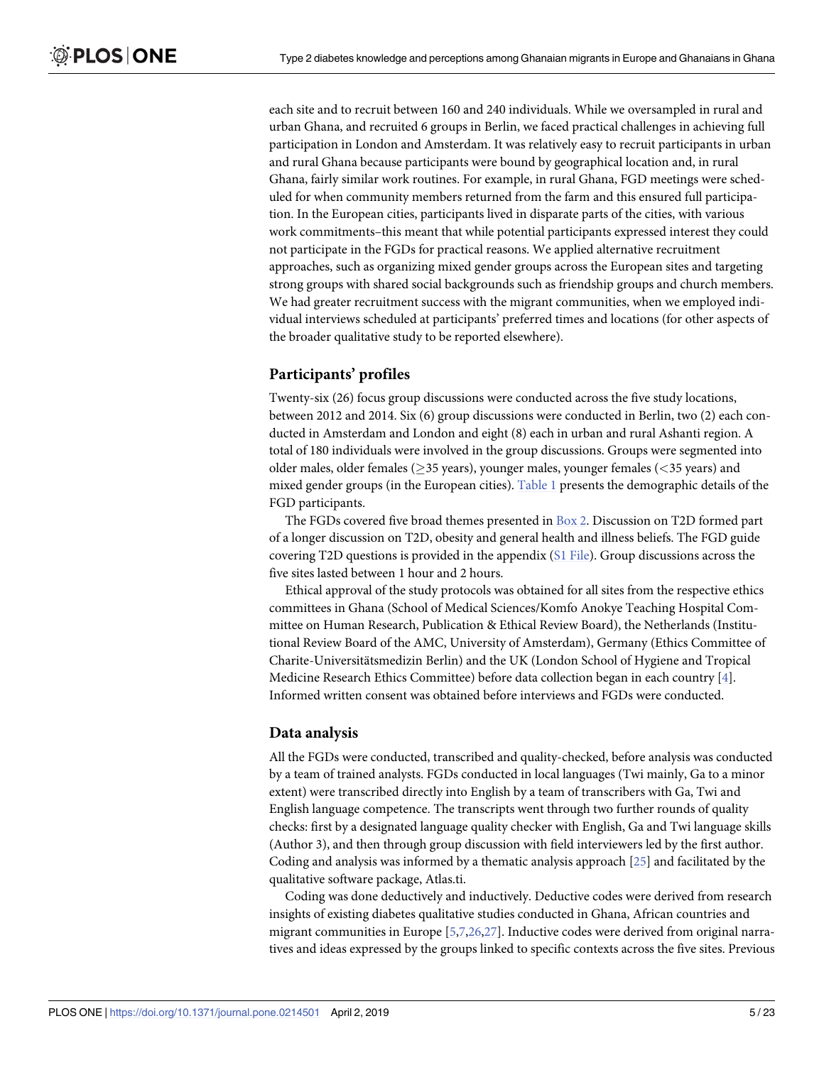each site and to recruit between 160 and 240 individuals. While we oversampled in rural and urban Ghana, and recruited 6 groups in Berlin, we faced practical challenges in achieving full participation in London and Amsterdam. It was relatively easy to recruit participants in urban and rural Ghana because participants were bound by geographical location and, in rural Ghana, fairly similar work routines. For example, in rural Ghana, FGD meetings were scheduled for when community members returned from the farm and this ensured full participation. In the European cities, participants lived in disparate parts of the cities, with various work commitments–this meant that while potential participants expressed interest they could not participate in the FGDs for practical reasons. We applied alternative recruitment approaches, such as organizing mixed gender groups across the European sites and targeting strong groups with shared social backgrounds such as friendship groups and church members. We had greater recruitment success with the migrant communities, when we employed individual interviews scheduled at participants' preferred times and locations (for other aspects of the broader qualitative study to be reported elsewhere).

## Participants' profiles

Twenty-six (26) focus group discussions were conducted across the five study locations, between 2012 and 2014. Six (6) group discussions were conducted in Berlin, two (2) each conducted in Amsterdam and London and eight (8) each in urban and rural Ashanti region. A total of 180 individuals were involved in the group discussions. Groups were segmented into older males, older females ($\geq$35 years), younger males, younger females ($<$35 years) and mixed gender groups (in the European cities). Table 1 presents the demographic details of the FGD participants.

The FGDs covered five broad themes presented in Box 2. Discussion on T2D formed part of a longer discussion on T2D, obesity and general health and illness beliefs. The FGD guide covering T2D questions is provided in the appendix (S1 File). Group discussions across the five sites lasted between 1 hour and 2 hours.

Ethical approval of the study protocols was obtained for all sites from the respective ethics committees in Ghana (School of Medical Sciences/Komfo Anokye Teaching Hospital Committee on Human Research, Publication & Ethical Review Board), the Netherlands (Institutional Review Board of the AMC, University of Amsterdam), Germany (Ethics Committee of Charite-Universitätsmedizin Berlin) and the UK (London School of Hygiene and Tropical Medicine Research Ethics Committee) before data collection began in each country [4]. Informed written consent was obtained before interviews and FGDs were conducted.

## Data analysis

All the FGDs were conducted, transcribed and quality-checked, before analysis was conducted by a team of trained analysts. FGDs conducted in local languages (Twi mainly, Ga to a minor extent) were transcribed directly into English by a team of transcribers with Ga, Twi and English language competence. The transcripts went through two further rounds of quality checks: first by a designated language quality checker with English, Ga and Twi language skills (Author 3), and then through group discussion with field interviewers led by the first author. Coding and analysis was informed by a thematic analysis approach [25] and facilitated by the qualitative software package, Atlas.ti.

Coding was done deductively and inductively. Deductive codes were derived from research insights of existing diabetes qualitative studies conducted in Ghana, African countries and migrant communities in Europe [5,7,26,27]. Inductive codes were derived from original narratives and ideas expressed by the groups linked to specific contexts across the five sites. Previous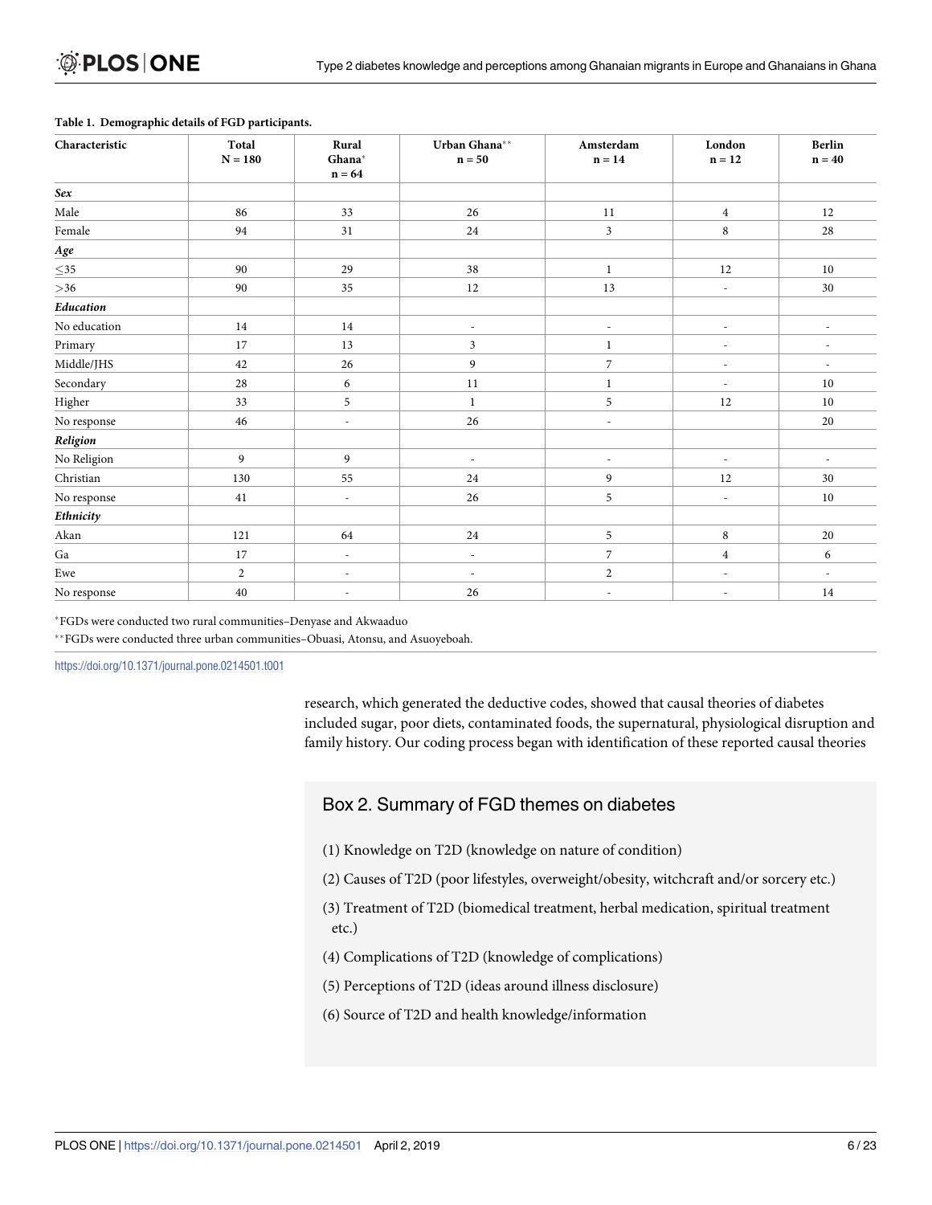**Table 1. Demographic details of FGD participants.**

| Characteristic | Total N = 180 | Rural Ghana* n = 64 | Urban Ghana** n = 50 | Amsterdam n = 14 | London n = 12 | Berlin n = 40 |
|---|---|---|---|---|---|---|
| ***Sex*** | | | | | | |
| Male | 86 | 33 | 26 | 11 | 4 | 12 |
| Female | 94 | 31 | 24 | 3 | 8 | 28 |
| ***Age*** | | | | | | |
| ≤35 | 90 | 29 | 38 | 1 | 12 | 10 |
| >36 | 90 | 35 | 12 | 13 | - | 30 |
| ***Education*** | | | | | | |
| No education | 14 | 14 | - | - | - | - |
| Primary | 17 | 13 | 3 | 1 | - | - |
| Middle/JHS | 42 | 26 | 9 | 7 | - | - |
| Secondary | 28 | 6 | 11 | 1 | - | 10 |
| Higher | 33 | 5 | 1 | 5 | 12 | 10 |
| No response | 46 | - | 26 | - | | 20 |
| ***Religion*** | | | | | | |
| No Religion | 9 | 9 | - | - | - | - |
| Christian | 130 | 55 | 24 | 9 | 12 | 30 |
| No response | 41 | - | 26 | 5 | - | 10 |
| ***Ethnicity*** | | | | | | |
| Akan | 121 | 64 | 24 | 5 | 8 | 20 |
| Ga | 17 | - | - | 7 | 4 | 6 |
| Ewe | 2 | - | - | 2 | - | - |
| No response | 40 | - | 26 | - | - | 14 |

*FGDs were conducted two rural communities–Denyase and Akwaaduo

**FGDs were conducted three urban communities–Obuasi, Atonsu, and Asuoyeboah.

https://doi.org/10.1371/journal.pone.0214501.t001

research, which generated the deductive codes, showed that causal theories of diabetes included sugar, poor diets, contaminated foods, the supernatural, physiological disruption and family history. Our coding process began with identification of these reported causal theories

## Box 2. Summary of FGD themes on diabetes

(1) Knowledge on T2D (knowledge on nature of condition)

(2) Causes of T2D (poor lifestyles, overweight/obesity, witchcraft and/or sorcery etc.)

(3) Treatment of T2D (biomedical treatment, herbal medication, spiritual treatment etc.)

(4) Complications of T2D (knowledge of complications)

(5) Perceptions of T2D (ideas around illness disclosure)

(6) Source of T2D and health knowledge/information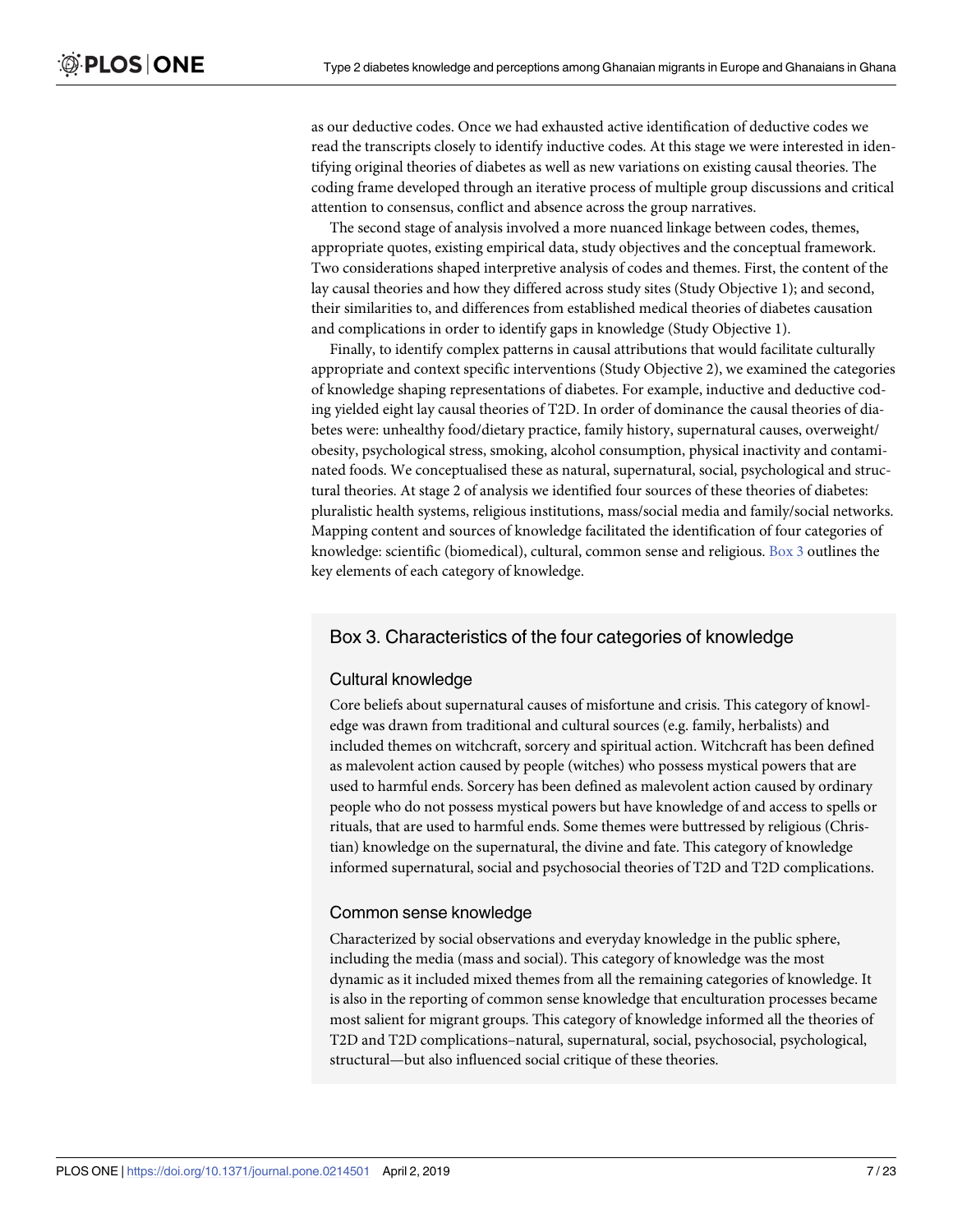as our deductive codes. Once we had exhausted active identification of deductive codes we read the transcripts closely to identify inductive codes. At this stage we were interested in identifying original theories of diabetes as well as new variations on existing causal theories. The coding frame developed through an iterative process of multiple group discussions and critical attention to consensus, conflict and absence across the group narratives.

The second stage of analysis involved a more nuanced linkage between codes, themes, appropriate quotes, existing empirical data, study objectives and the conceptual framework. Two considerations shaped interpretive analysis of codes and themes. First, the content of the lay causal theories and how they differed across study sites (Study Objective 1); and second, their similarities to, and differences from established medical theories of diabetes causation and complications in order to identify gaps in knowledge (Study Objective 1).

Finally, to identify complex patterns in causal attributions that would facilitate culturally appropriate and context specific interventions (Study Objective 2), we examined the categories of knowledge shaping representations of diabetes. For example, inductive and deductive coding yielded eight lay causal theories of T2D. In order of dominance the causal theories of diabetes were: unhealthy food/dietary practice, family history, supernatural causes, overweight/obesity, psychological stress, smoking, alcohol consumption, physical inactivity and contaminated foods. We conceptualised these as natural, supernatural, social, psychological and structural theories. At stage 2 of analysis we identified four sources of these theories of diabetes: pluralistic health systems, religious institutions, mass/social media and family/social networks. Mapping content and sources of knowledge facilitated the identification of four categories of knowledge: scientific (biomedical), cultural, common sense and religious. Box 3 outlines the key elements of each category of knowledge.

## Box 3. Characteristics of the four categories of knowledge

### Cultural knowledge

Core beliefs about supernatural causes of misfortune and crisis. This category of knowledge was drawn from traditional and cultural sources (e.g. family, herbalists) and included themes on witchcraft, sorcery and spiritual action. Witchcraft has been defined as malevolent action caused by people (witches) who possess mystical powers that are used to harmful ends. Sorcery has been defined as malevolent action caused by ordinary people who do not possess mystical powers but have knowledge of and access to spells or rituals, that are used to harmful ends. Some themes were buttressed by religious (Christian) knowledge on the supernatural, the divine and fate. This category of knowledge informed supernatural, social and psychosocial theories of T2D and T2D complications.

### Common sense knowledge

Characterized by social observations and everyday knowledge in the public sphere, including the media (mass and social). This category of knowledge was the most dynamic as it included mixed themes from all the remaining categories of knowledge. It is also in the reporting of common sense knowledge that enculturation processes became most salient for migrant groups. This category of knowledge informed all the theories of T2D and T2D complications–natural, supernatural, social, psychosocial, psychological, structural—but also influenced social critique of these theories.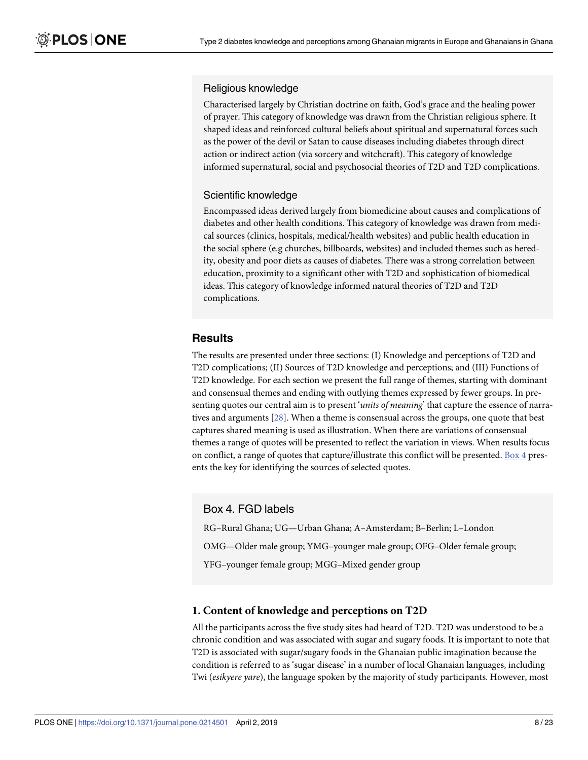### Religious knowledge

Characterised largely by Christian doctrine on faith, God's grace and the healing power of prayer. This category of knowledge was drawn from the Christian religious sphere. It shaped ideas and reinforced cultural beliefs about spiritual and supernatural forces such as the power of the devil or Satan to cause diseases including diabetes through direct action or indirect action (via sorcery and witchcraft). This category of knowledge informed supernatural, social and psychosocial theories of T2D and T2D complications.

### Scientific knowledge

Encompassed ideas derived largely from biomedicine about causes and complications of diabetes and other health conditions. This category of knowledge was drawn from medical sources (clinics, hospitals, medical/health websites) and public health education in the social sphere (e.g churches, billboards, websites) and included themes such as heredity, obesity and poor diets as causes of diabetes. There was a strong correlation between education, proximity to a significant other with T2D and sophistication of biomedical ideas. This category of knowledge informed natural theories of T2D and T2D complications.

## Results

The results are presented under three sections: (I) Knowledge and perceptions of T2D and T2D complications; (II) Sources of T2D knowledge and perceptions; and (III) Functions of T2D knowledge. For each section we present the full range of themes, starting with dominant and consensual themes and ending with outlying themes expressed by fewer groups. In presenting quotes our central aim is to present '*units of meaning*' that capture the essence of narratives and arguments [28]. When a theme is consensual across the groups, one quote that best captures shared meaning is used as illustration. When there are variations of consensual themes a range of quotes will be presented to reflect the variation in views. When results focus on conflict, a range of quotes that capture/illustrate this conflict will be presented. Box 4 presents the key for identifying the sources of selected quotes.

### Box 4. FGD labels

RG–Rural Ghana; UG—Urban Ghana; A–Amsterdam; B–Berlin; L–London

OMG—Older male group; YMG–younger male group; OFG–Older female group;

YFG–younger female group; MGG–Mixed gender group

### 1. Content of knowledge and perceptions on T2D

All the participants across the five study sites had heard of T2D. T2D was understood to be a chronic condition and was associated with sugar and sugary foods. It is important to note that T2D is associated with sugar/sugary foods in the Ghanaian public imagination because the condition is referred to as 'sugar disease' in a number of local Ghanaian languages, including Twi (*esikyere yare*), the language spoken by the majority of study participants. However, most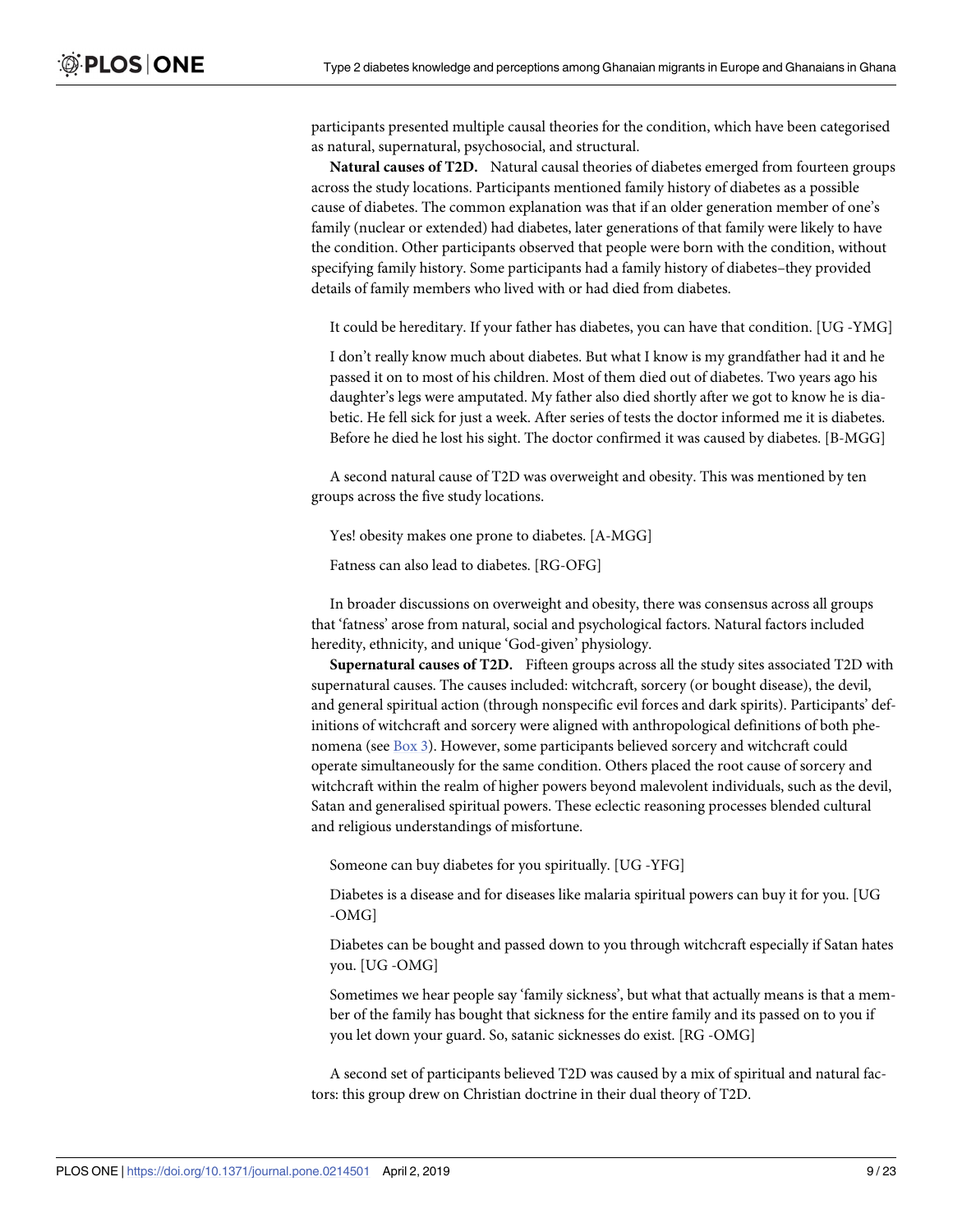participants presented multiple causal theories for the condition, which have been categorised as natural, supernatural, psychosocial, and structural.

**Natural causes of T2D.** Natural causal theories of diabetes emerged from fourteen groups across the study locations. Participants mentioned family history of diabetes as a possible cause of diabetes. The common explanation was that if an older generation member of one's family (nuclear or extended) had diabetes, later generations of that family were likely to have the condition. Other participants observed that people were born with the condition, without specifying family history. Some participants had a family history of diabetes–they provided details of family members who lived with or had died from diabetes.

> It could be hereditary. If your father has diabetes, you can have that condition. [UG -YMG]

> I don't really know much about diabetes. But what I know is my grandfather had it and he passed it on to most of his children. Most of them died out of diabetes. Two years ago his daughter's legs were amputated. My father also died shortly after we got to know he is diabetic. He fell sick for just a week. After series of tests the doctor informed me it is diabetes. Before he died he lost his sight. The doctor confirmed it was caused by diabetes. [B-MGG]

A second natural cause of T2D was overweight and obesity. This was mentioned by ten groups across the five study locations.

> Yes! obesity makes one prone to diabetes. [A-MGG]

> Fatness can also lead to diabetes. [RG-OFG]

In broader discussions on overweight and obesity, there was consensus across all groups that 'fatness' arose from natural, social and psychological factors. Natural factors included heredity, ethnicity, and unique 'God-given' physiology.

**Supernatural causes of T2D.** Fifteen groups across all the study sites associated T2D with supernatural causes. The causes included: witchcraft, sorcery (or bought disease), the devil, and general spiritual action (through nonspecific evil forces and dark spirits). Participants' definitions of witchcraft and sorcery were aligned with anthropological definitions of both phenomena (see Box 3). However, some participants believed sorcery and witchcraft could operate simultaneously for the same condition. Others placed the root cause of sorcery and witchcraft within the realm of higher powers beyond malevolent individuals, such as the devil, Satan and generalised spiritual powers. These eclectic reasoning processes blended cultural and religious understandings of misfortune.

> Someone can buy diabetes for you spiritually. [UG -YFG]

> Diabetes is a disease and for diseases like malaria spiritual powers can buy it for you. [UG -OMG]

> Diabetes can be bought and passed down to you through witchcraft especially if Satan hates you. [UG -OMG]

> Sometimes we hear people say 'family sickness', but what that actually means is that a member of the family has bought that sickness for the entire family and its passed on to you if you let down your guard. So, satanic sicknesses do exist. [RG -OMG]

A second set of participants believed T2D was caused by a mix of spiritual and natural factors: this group drew on Christian doctrine in their dual theory of T2D.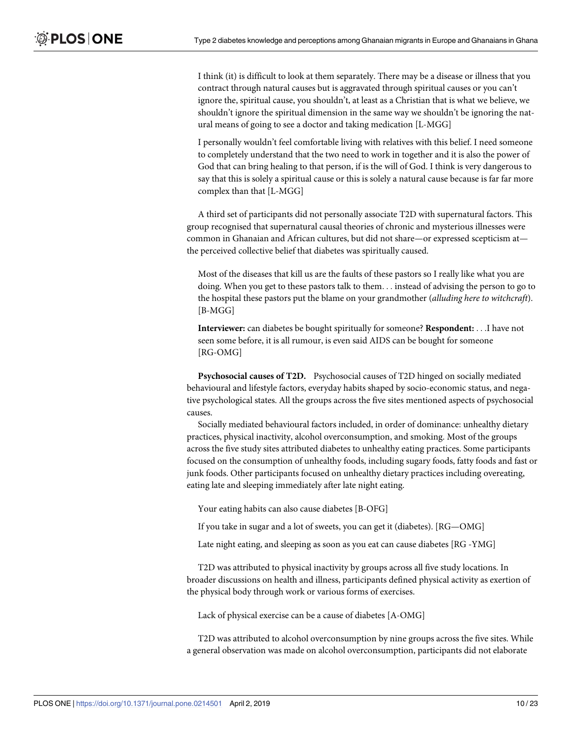I think (it) is difficult to look at them separately. There may be a disease or illness that you contract through natural causes but is aggravated through spiritual causes or you can't ignore the, spiritual cause, you shouldn't, at least as a Christian that is what we believe, we shouldn't ignore the spiritual dimension in the same way we shouldn't be ignoring the natural means of going to see a doctor and taking medication [L-MGG]

I personally wouldn't feel comfortable living with relatives with this belief. I need someone to completely understand that the two need to work in together and it is also the power of God that can bring healing to that person, if is the will of God. I think is very dangerous to say that this is solely a spiritual cause or this is solely a natural cause because is far far more complex than that [L-MGG]

A third set of participants did not personally associate T2D with supernatural factors. This group recognised that supernatural causal theories of chronic and mysterious illnesses were common in Ghanaian and African cultures, but did not share—or expressed scepticism at—the perceived collective belief that diabetes was spiritually caused.

Most of the diseases that kill us are the faults of these pastors so I really like what you are doing. When you get to these pastors talk to them. . . instead of advising the person to go to the hospital these pastors put the blame on your grandmother (*alluding here to witchcraft*). [B-MGG]

**Interviewer:** can diabetes be bought spiritually for someone? **Respondent:** . . .I have not seen some before, it is all rumour, is even said AIDS can be bought for someone [RG-OMG]

**Psychosocial causes of T2D.** Psychosocial causes of T2D hinged on socially mediated behavioural and lifestyle factors, everyday habits shaped by socio-economic status, and negative psychological states. All the groups across the five sites mentioned aspects of psychosocial causes.

Socially mediated behavioural factors included, in order of dominance: unhealthy dietary practices, physical inactivity, alcohol overconsumption, and smoking. Most of the groups across the five study sites attributed diabetes to unhealthy eating practices. Some participants focused on the consumption of unhealthy foods, including sugary foods, fatty foods and fast or junk foods. Other participants focused on unhealthy dietary practices including overeating, eating late and sleeping immediately after late night eating.

Your eating habits can also cause diabetes [B-OFG]

If you take in sugar and a lot of sweets, you can get it (diabetes). [RG—OMG]

Late night eating, and sleeping as soon as you eat can cause diabetes [RG -YMG]

T2D was attributed to physical inactivity by groups across all five study locations. In broader discussions on health and illness, participants defined physical activity as exertion of the physical body through work or various forms of exercises.

Lack of physical exercise can be a cause of diabetes [A-OMG]

T2D was attributed to alcohol overconsumption by nine groups across the five sites. While a general observation was made on alcohol overconsumption, participants did not elaborate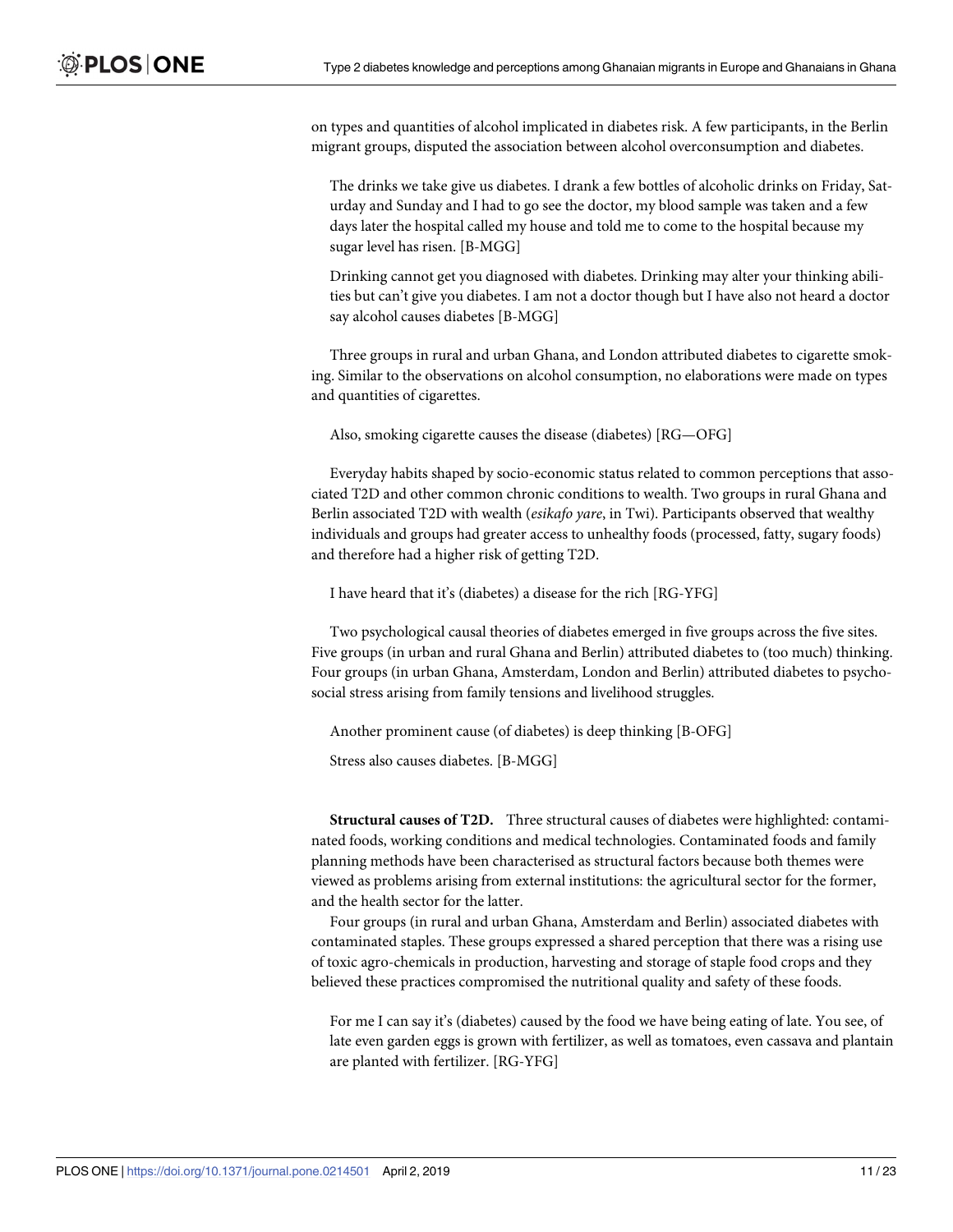on types and quantities of alcohol implicated in diabetes risk. A few participants, in the Berlin migrant groups, disputed the association between alcohol overconsumption and diabetes.

> The drinks we take give us diabetes. I drank a few bottles of alcoholic drinks on Friday, Saturday and Sunday and I had to go see the doctor, my blood sample was taken and a few days later the hospital called my house and told me to come to the hospital because my sugar level has risen. [B-MGG]

> Drinking cannot get you diagnosed with diabetes. Drinking may alter your thinking abilities but can't give you diabetes. I am not a doctor though but I have also not heard a doctor say alcohol causes diabetes [B-MGG]

Three groups in rural and urban Ghana, and London attributed diabetes to cigarette smoking. Similar to the observations on alcohol consumption, no elaborations were made on types and quantities of cigarettes.

> Also, smoking cigarette causes the disease (diabetes) [RG—OFG]

Everyday habits shaped by socio-economic status related to common perceptions that associated T2D and other common chronic conditions to wealth. Two groups in rural Ghana and Berlin associated T2D with wealth (*esikafo yare*, in Twi). Participants observed that wealthy individuals and groups had greater access to unhealthy foods (processed, fatty, sugary foods) and therefore had a higher risk of getting T2D.

> I have heard that it's (diabetes) a disease for the rich [RG-YFG]

Two psychological causal theories of diabetes emerged in five groups across the five sites. Five groups (in urban and rural Ghana and Berlin) attributed diabetes to (too much) thinking. Four groups (in urban Ghana, Amsterdam, London and Berlin) attributed diabetes to psychosocial stress arising from family tensions and livelihood struggles.

> Another prominent cause (of diabetes) is deep thinking [B-OFG]

> Stress also causes diabetes. [B-MGG]

**Structural causes of T2D.** Three structural causes of diabetes were highlighted: contaminated foods, working conditions and medical technologies. Contaminated foods and family planning methods have been characterised as structural factors because both themes were viewed as problems arising from external institutions: the agricultural sector for the former, and the health sector for the latter.

Four groups (in rural and urban Ghana, Amsterdam and Berlin) associated diabetes with contaminated staples. These groups expressed a shared perception that there was a rising use of toxic agro-chemicals in production, harvesting and storage of staple food crops and they believed these practices compromised the nutritional quality and safety of these foods.

> For me I can say it's (diabetes) caused by the food we have being eating of late. You see, of late even garden eggs is grown with fertilizer, as well as tomatoes, even cassava and plantain are planted with fertilizer. [RG-YFG]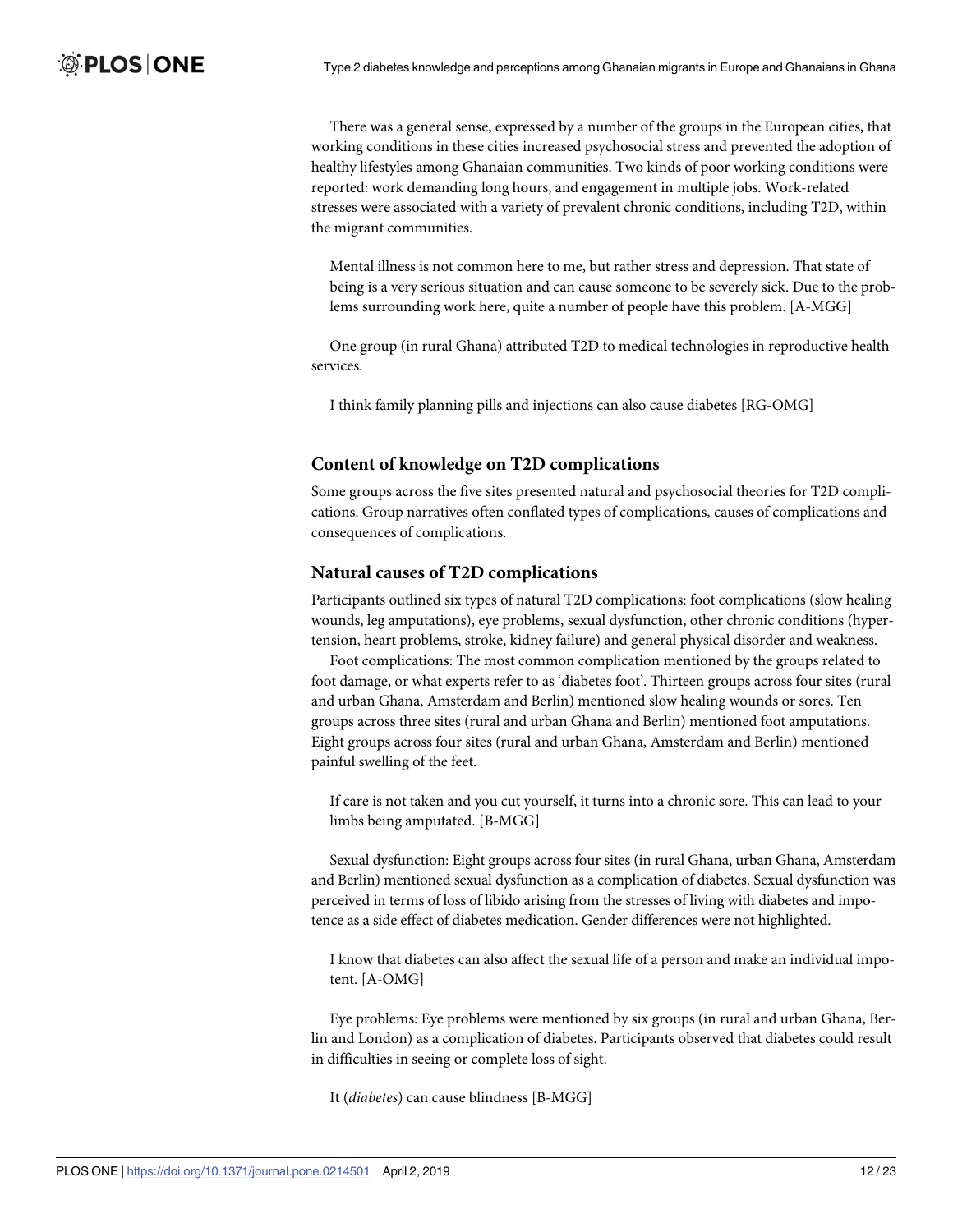There was a general sense, expressed by a number of the groups in the European cities, that working conditions in these cities increased psychosocial stress and prevented the adoption of healthy lifestyles among Ghanaian communities. Two kinds of poor working conditions were reported: work demanding long hours, and engagement in multiple jobs. Work-related stresses were associated with a variety of prevalent chronic conditions, including T2D, within the migrant communities.

> Mental illness is not common here to me, but rather stress and depression. That state of being is a very serious situation and can cause someone to be severely sick. Due to the problems surrounding work here, quite a number of people have this problem. [A-MGG]

One group (in rural Ghana) attributed T2D to medical technologies in reproductive health services.

> I think family planning pills and injections can also cause diabetes [RG-OMG]

### Content of knowledge on T2D complications

Some groups across the five sites presented natural and psychosocial theories for T2D complications. Group narratives often conflated types of complications, causes of complications and consequences of complications.

### Natural causes of T2D complications

Participants outlined six types of natural T2D complications: foot complications (slow healing wounds, leg amputations), eye problems, sexual dysfunction, other chronic conditions (hypertension, heart problems, stroke, kidney failure) and general physical disorder and weakness.

Foot complications: The most common complication mentioned by the groups related to foot damage, or what experts refer to as 'diabetes foot'. Thirteen groups across four sites (rural and urban Ghana, Amsterdam and Berlin) mentioned slow healing wounds or sores. Ten groups across three sites (rural and urban Ghana and Berlin) mentioned foot amputations. Eight groups across four sites (rural and urban Ghana, Amsterdam and Berlin) mentioned painful swelling of the feet.

> If care is not taken and you cut yourself, it turns into a chronic sore. This can lead to your limbs being amputated. [B-MGG]

Sexual dysfunction: Eight groups across four sites (in rural Ghana, urban Ghana, Amsterdam and Berlin) mentioned sexual dysfunction as a complication of diabetes. Sexual dysfunction was perceived in terms of loss of libido arising from the stresses of living with diabetes and impotence as a side effect of diabetes medication. Gender differences were not highlighted.

> I know that diabetes can also affect the sexual life of a person and make an individual impotent. [A-OMG]

Eye problems: Eye problems were mentioned by six groups (in rural and urban Ghana, Berlin and London) as a complication of diabetes. Participants observed that diabetes could result in difficulties in seeing or complete loss of sight.

> It (*diabetes*) can cause blindness [B-MGG]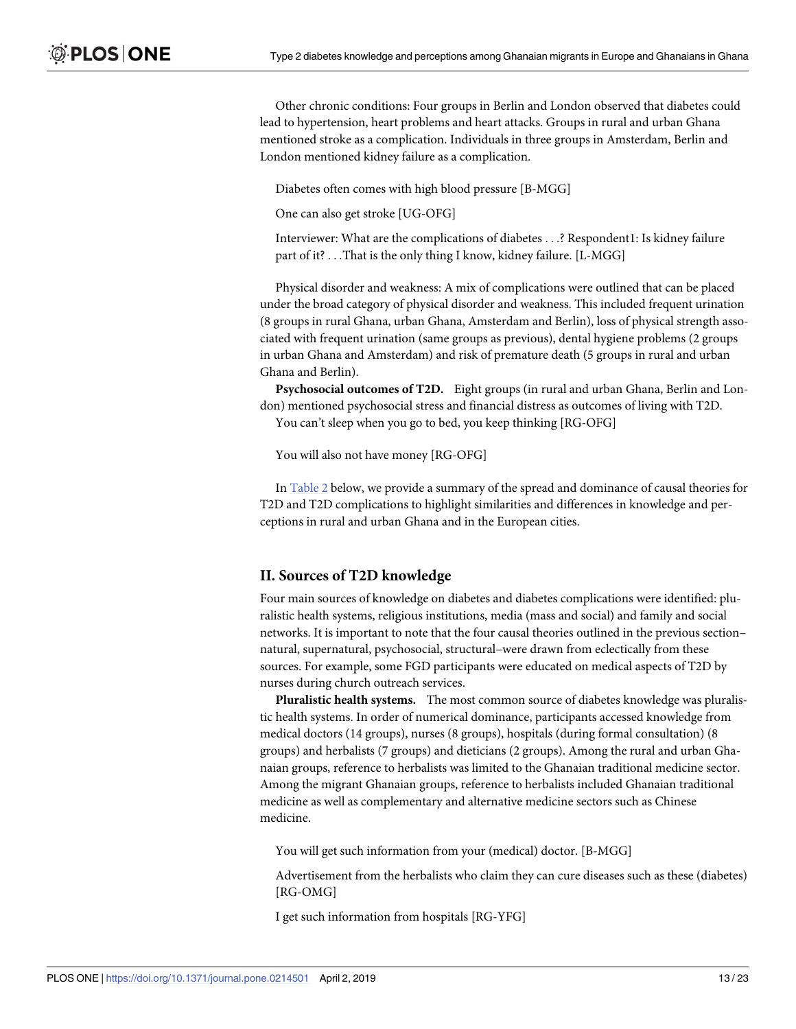Other chronic conditions: Four groups in Berlin and London observed that diabetes could lead to hypertension, heart problems and heart attacks. Groups in rural and urban Ghana mentioned stroke as a complication. Individuals in three groups in Amsterdam, Berlin and London mentioned kidney failure as a complication.

> Diabetes often comes with high blood pressure [B-MGG]
>
> One can also get stroke [UG-OFG]
>
> Interviewer: What are the complications of diabetes . . .? Respondent1: Is kidney failure part of it? . . .That is the only thing I know, kidney failure. [L-MGG]

Physical disorder and weakness: A mix of complications were outlined that can be placed under the broad category of physical disorder and weakness. This included frequent urination (8 groups in rural Ghana, urban Ghana, Amsterdam and Berlin), loss of physical strength associated with frequent urination (same groups as previous), dental hygiene problems (2 groups in urban Ghana and Amsterdam) and risk of premature death (5 groups in rural and urban Ghana and Berlin).

**Psychosocial outcomes of T2D.** Eight groups (in rural and urban Ghana, Berlin and London) mentioned psychosocial stress and financial distress as outcomes of living with T2D.

> You can't sleep when you go to bed, you keep thinking [RG-OFG]
>
> You will also not have money [RG-OFG]

In Table 2 below, we provide a summary of the spread and dominance of causal theories for T2D and T2D complications to highlight similarities and differences in knowledge and perceptions in rural and urban Ghana and in the European cities.

## II. Sources of T2D knowledge

Four main sources of knowledge on diabetes and diabetes complications were identified: pluralistic health systems, religious institutions, media (mass and social) and family and social networks. It is important to note that the four causal theories outlined in the previous section–natural, supernatural, psychosocial, structural–were drawn from eclectically from these sources. For example, some FGD participants were educated on medical aspects of T2D by nurses during church outreach services.

**Pluralistic health systems.** The most common source of diabetes knowledge was pluralistic health systems. In order of numerical dominance, participants accessed knowledge from medical doctors (14 groups), nurses (8 groups), hospitals (during formal consultation) (8 groups) and herbalists (7 groups) and dieticians (2 groups). Among the rural and urban Ghanaian groups, reference to herbalists was limited to the Ghanaian traditional medicine sector. Among the migrant Ghanaian groups, reference to herbalists included Ghanaian traditional medicine as well as complementary and alternative medicine sectors such as Chinese medicine.

> You will get such information from your (medical) doctor. [B-MGG]
>
> Advertisement from the herbalists who claim they can cure diseases such as these (diabetes) [RG-OMG]
>
> I get such information from hospitals [RG-YFG]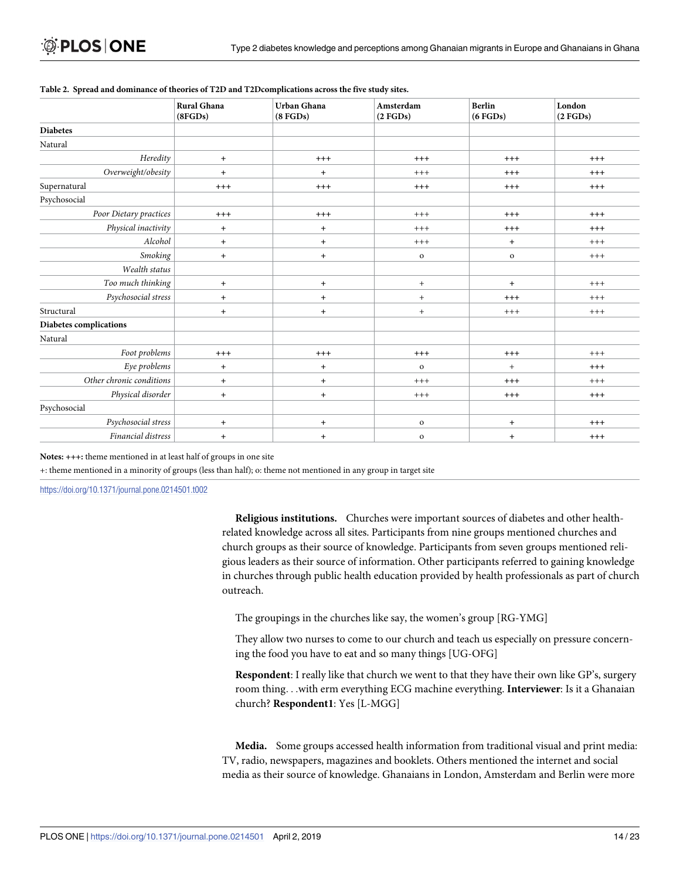**Table 2. Spread and dominance of theories of T2D and T2Dcomplications across the five study sites.**

| | Rural Ghana (8FGDs) | Urban Ghana (8 FGDs) | Amsterdam (2 FGDs) | Berlin (6 FGDs) | London (2 FGDs) |
|---|---|---|---|---|---|
| **Diabetes** | | | | | |
| Natural | | | | | |
| *Heredity* | + | +++ | +++ | +++ | +++ |
| *Overweight/obesity* | + | + | +++ | +++ | +++ |
| Supernatural | +++ | +++ | +++ | +++ | +++ |
| Psychosocial | | | | | |
| *Poor Dietary practices* | +++ | +++ | +++ | +++ | +++ |
| *Physical inactivity* | + | + | +++ | +++ | +++ |
| *Alcohol* | + | + | +++ | + | +++ |
| *Smoking* | + | + | o | o | +++ |
| *Wealth status* | | | | | |
| *Too much thinking* | + | + | + | + | +++ |
| *Psychosocial stress* | + | + | + | +++ | +++ |
| Structural | + | + | + | +++ | +++ |
| **Diabetes complications** | | | | | |
| Natural | | | | | |
| *Foot problems* | +++ | +++ | +++ | +++ | +++ |
| *Eye problems* | + | + | o | + | +++ |
| *Other chronic conditions* | + | + | +++ | +++ | +++ |
| *Physical disorder* | + | + | +++ | +++ | +++ |
| Psychosocial | | | | | |
| *Psychosocial stress* | + | + | o | + | +++ |
| *Financial distress* | + | + | o | + | +++ |

**Notes: +++:** theme mentioned in at least half of groups in one site

+: theme mentioned in a minority of groups (less than half); o: theme not mentioned in any group in target site

https://doi.org/10.1371/journal.pone.0214501.t002

**Religious institutions.** Churches were important sources of diabetes and other health-related knowledge across all sites. Participants from nine groups mentioned churches and church groups as their source of knowledge. Participants from seven groups mentioned religious leaders as their source of information. Other participants referred to gaining knowledge in churches through public health education provided by health professionals as part of church outreach.

> The groupings in the churches like say, the women's group [RG-YMG]
>
> They allow two nurses to come to our church and teach us especially on pressure concerning the food you have to eat and so many things [UG-OFG]
>
> **Respondent**: I really like that church we went to that they have their own like GP's, surgery room thing. . .with erm everything ECG machine everything. **Interviewer**: Is it a Ghanaian church? **Respondent1**: Yes [L-MGG]

**Media.** Some groups accessed health information from traditional visual and print media: TV, radio, newspapers, magazines and booklets. Others mentioned the internet and social media as their source of knowledge. Ghanaians in London, Amsterdam and Berlin were more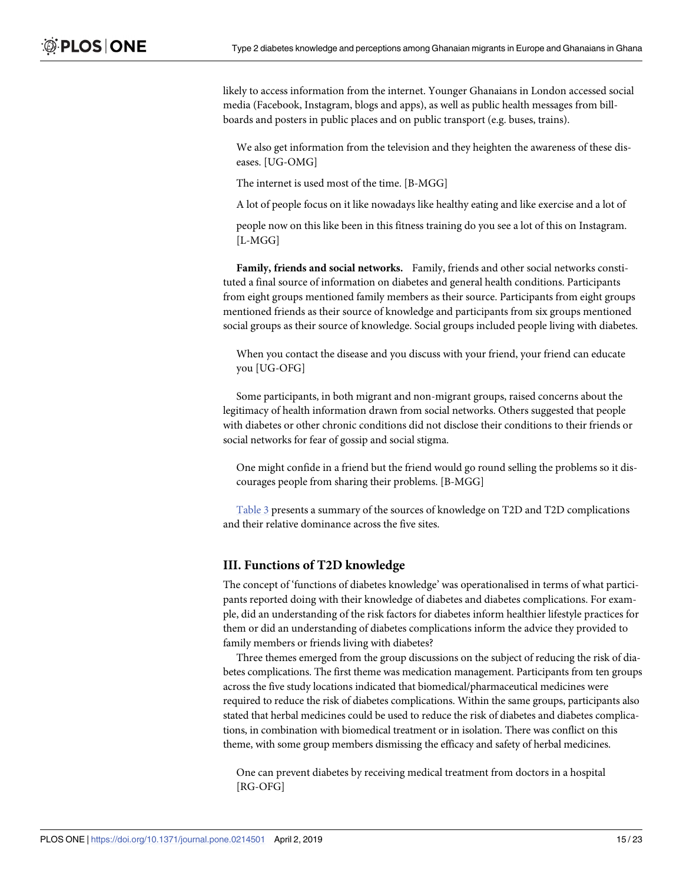likely to access information from the internet. Younger Ghanaians in London accessed social media (Facebook, Instagram, blogs and apps), as well as public health messages from billboards and posters in public places and on public transport (e.g. buses, trains).

> We also get information from the television and they heighten the awareness of these diseases. [UG-OMG]

> The internet is used most of the time. [B-MGG]

> A lot of people focus on it like nowadays like healthy eating and like exercise and a lot of
>
> people now on this like been in this fitness training do you see a lot of this on Instagram. [L-MGG]

**Family, friends and social networks.** Family, friends and other social networks constituted a final source of information on diabetes and general health conditions. Participants from eight groups mentioned family members as their source. Participants from eight groups mentioned friends as their source of knowledge and participants from six groups mentioned social groups as their source of knowledge. Social groups included people living with diabetes.

> When you contact the disease and you discuss with your friend, your friend can educate you [UG-OFG]

Some participants, in both migrant and non-migrant groups, raised concerns about the legitimacy of health information drawn from social networks. Others suggested that people with diabetes or other chronic conditions did not disclose their conditions to their friends or social networks for fear of gossip and social stigma.

> One might confide in a friend but the friend would go round selling the problems so it discourages people from sharing their problems. [B-MGG]

Table 3 presents a summary of the sources of knowledge on T2D and T2D complications and their relative dominance across the five sites.

## III. Functions of T2D knowledge

The concept of 'functions of diabetes knowledge' was operationalised in terms of what participants reported doing with their knowledge of diabetes and diabetes complications. For example, did an understanding of the risk factors for diabetes inform healthier lifestyle practices for them or did an understanding of diabetes complications inform the advice they provided to family members or friends living with diabetes?

Three themes emerged from the group discussions on the subject of reducing the risk of diabetes complications. The first theme was medication management. Participants from ten groups across the five study locations indicated that biomedical/pharmaceutical medicines were required to reduce the risk of diabetes complications. Within the same groups, participants also stated that herbal medicines could be used to reduce the risk of diabetes and diabetes complications, in combination with biomedical treatment or in isolation. There was conflict on this theme, with some group members dismissing the efficacy and safety of herbal medicines.

> One can prevent diabetes by receiving medical treatment from doctors in a hospital [RG-OFG]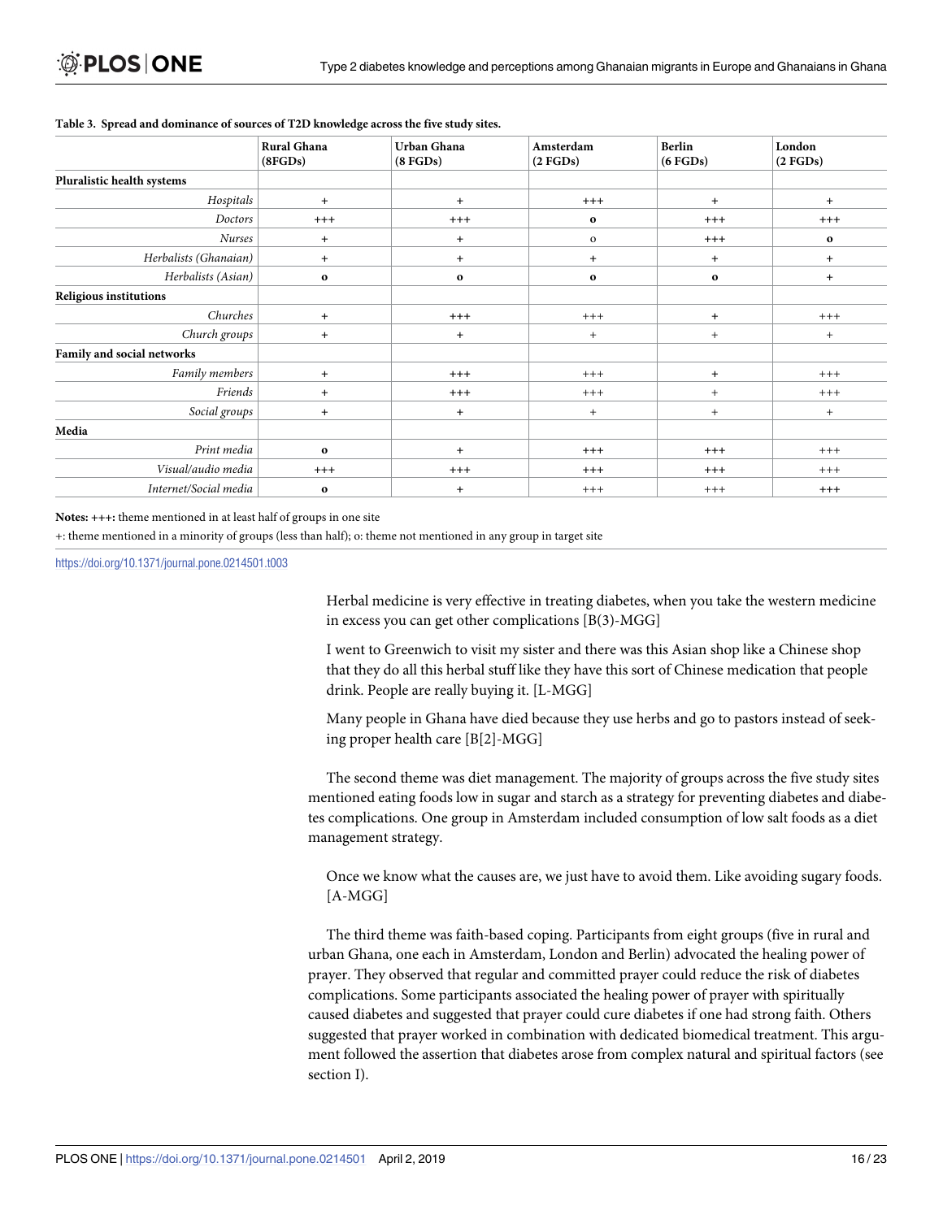**Table 3. Spread and dominance of sources of T2D knowledge across the five study sites.**

| | Rural Ghana (8FGDs) | Urban Ghana (8 FGDs) | Amsterdam (2 FGDs) | Berlin (6 FGDs) | London (2 FGDs) |
|---|---|---|---|---|---|
| **Pluralistic health systems** | | | | | |
| *Hospitals* | + | + | +++ | + | + |
| *Doctors* | +++ | +++ | o | +++ | +++ |
| *Nurses* | + | + | o | +++ | o |
| *Herbalists (Ghanaian)* | + | + | + | + | + |
| *Herbalists (Asian)* | o | o | o | o | + |
| **Religious institutions** | | | | | |
| *Churches* | + | +++ | +++ | + | +++ |
| *Church groups* | + | + | + | + | + |
| **Family and social networks** | | | | | |
| *Family members* | + | +++ | +++ | + | +++ |
| *Friends* | + | +++ | +++ | + | +++ |
| *Social groups* | + | + | + | + | + |
| **Media** | | | | | |
| *Print media* | o | + | +++ | +++ | +++ |
| *Visual/audio media* | +++ | +++ | +++ | +++ | +++ |
| *Internet/Social media* | o | + | +++ | +++ | +++ |

**Notes:** **+++:** theme mentioned in at least half of groups in one site

+: theme mentioned in a minority of groups (less than half); o: theme not mentioned in any group in target site

https://doi.org/10.1371/journal.pone.0214501.t003

> Herbal medicine is very effective in treating diabetes, when you take the western medicine in excess you can get other complications [B(3)-MGG]

> I went to Greenwich to visit my sister and there was this Asian shop like a Chinese shop that they do all this herbal stuff like they have this sort of Chinese medication that people drink. People are really buying it. [L-MGG]

> Many people in Ghana have died because they use herbs and go to pastors instead of seeking proper health care [B[2]-MGG]

The second theme was diet management. The majority of groups across the five study sites mentioned eating foods low in sugar and starch as a strategy for preventing diabetes and diabetes complications. One group in Amsterdam included consumption of low salt foods as a diet management strategy.

> Once we know what the causes are, we just have to avoid them. Like avoiding sugary foods. [A-MGG]

The third theme was faith-based coping. Participants from eight groups (five in rural and urban Ghana, one each in Amsterdam, London and Berlin) advocated the healing power of prayer. They observed that regular and committed prayer could reduce the risk of diabetes complications. Some participants associated the healing power of prayer with spiritually caused diabetes and suggested that prayer could cure diabetes if one had strong faith. Others suggested that prayer worked in combination with dedicated biomedical treatment. This argument followed the assertion that diabetes arose from complex natural and spiritual factors (see section I).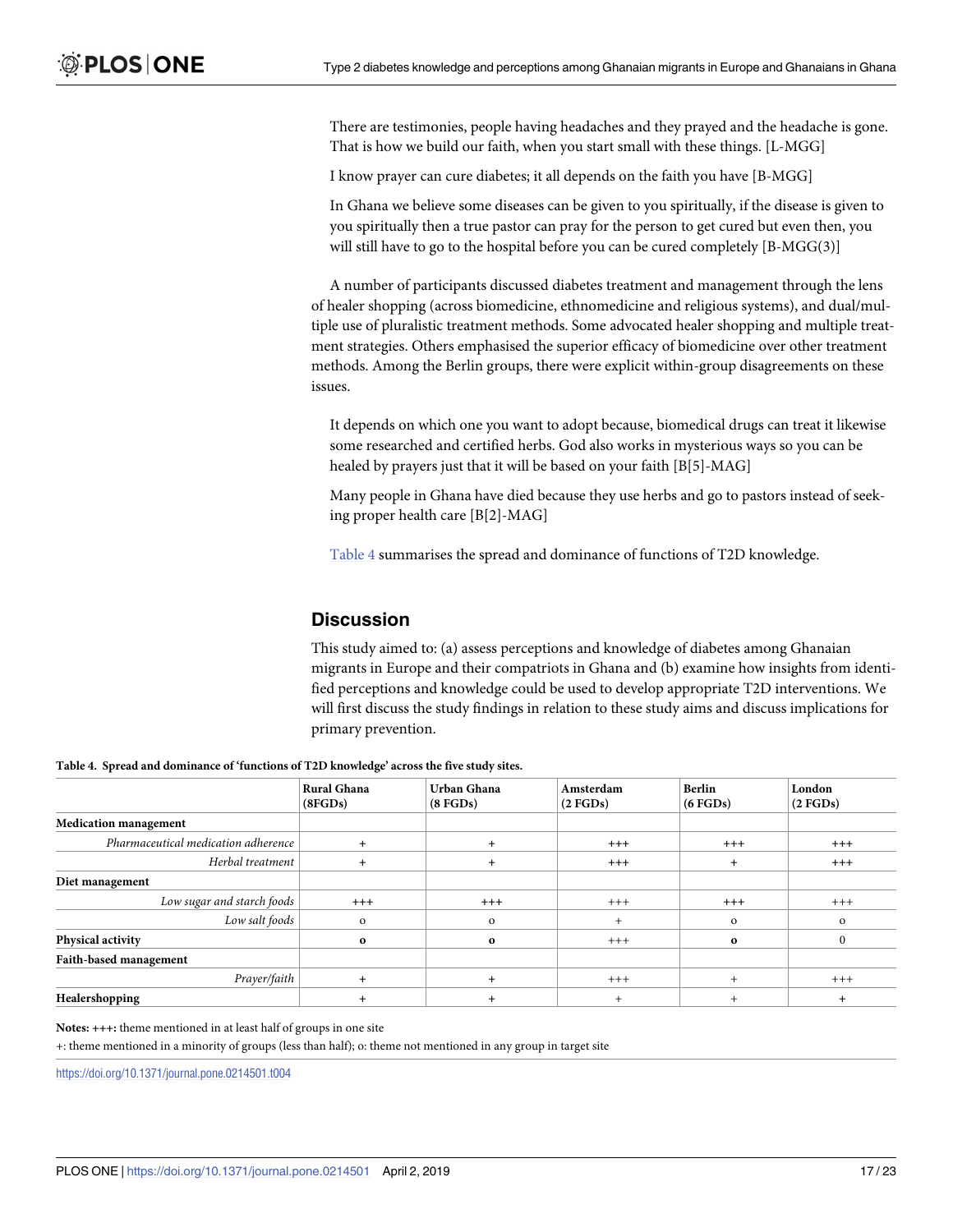There are testimonies, people having headaches and they prayed and the headache is gone. That is how we build our faith, when you start small with these things. [L-MGG]

I know prayer can cure diabetes; it all depends on the faith you have [B-MGG]

In Ghana we believe some diseases can be given to you spiritually, if the disease is given to you spiritually then a true pastor can pray for the person to get cured but even then, you will still have to go to the hospital before you can be cured completely [B-MGG(3)]

A number of participants discussed diabetes treatment and management through the lens of healer shopping (across biomedicine, ethnomedicine and religious systems), and dual/multiple use of pluralistic treatment methods. Some advocated healer shopping and multiple treatment strategies. Others emphasised the superior efficacy of biomedicine over other treatment methods. Among the Berlin groups, there were explicit within-group disagreements on these issues.

It depends on which one you want to adopt because, biomedical drugs can treat it likewise some researched and certified herbs. God also works in mysterious ways so you can be healed by prayers just that it will be based on your faith [B[5]-MAG]

Many people in Ghana have died because they use herbs and go to pastors instead of seeking proper health care [B[2]-MAG]

Table 4 summarises the spread and dominance of functions of T2D knowledge.

## Discussion

This study aimed to: (a) assess perceptions and knowledge of diabetes among Ghanaian migrants in Europe and their compatriots in Ghana and (b) examine how insights from identified perceptions and knowledge could be used to develop appropriate T2D interventions. We will first discuss the study findings in relation to these study aims and discuss implications for primary prevention.

**Table 4. Spread and dominance of 'functions of T2D knowledge' across the five study sites.**

| | Rural Ghana (8FGDs) | Urban Ghana (8 FGDs) | Amsterdam (2 FGDs) | Berlin (6 FGDs) | London (2 FGDs) |
|---|---|---|---|---|---|
| **Medication management** | | | | | |
| *Pharmaceutical medication adherence* | + | + | +++ | +++ | +++ |
| *Herbal treatment* | + | + | +++ | + | +++ |
| **Diet management** | | | | | |
| *Low sugar and starch foods* | +++ | +++ | +++ | +++ | +++ |
| *Low salt foods* | o | o | + | o | o |
| **Physical activity** | o | o | +++ | o | 0 |
| **Faith-based management** | | | | | |
| *Prayer/faith* | + | + | +++ | + | +++ |
| **Healershopping** | + | + | + | + | + |

**Notes:** **+++:** theme mentioned in at least half of groups in one site

+: theme mentioned in a minority of groups (less than half); o: theme not mentioned in any group in target site

https://doi.org/10.1371/journal.pone.0214501.t004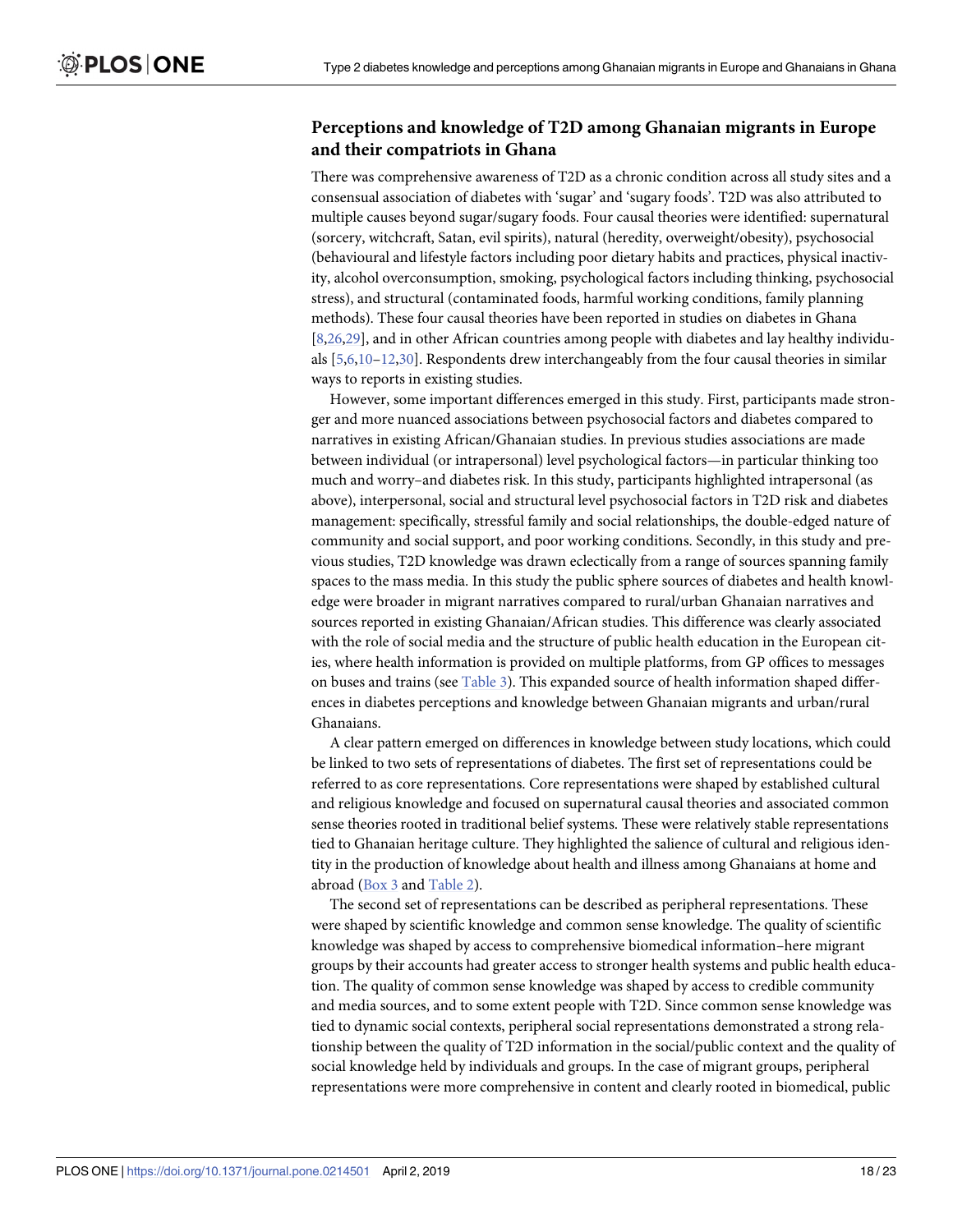## Perceptions and knowledge of T2D among Ghanaian migrants in Europe and their compatriots in Ghana

There was comprehensive awareness of T2D as a chronic condition across all study sites and a consensual association of diabetes with 'sugar' and 'sugary foods'. T2D was also attributed to multiple causes beyond sugar/sugary foods. Four causal theories were identified: supernatural (sorcery, witchcraft, Satan, evil spirits), natural (heredity, overweight/obesity), psychosocial (behavioural and lifestyle factors including poor dietary habits and practices, physical inactivity, alcohol overconsumption, smoking, psychological factors including thinking, psychosocial stress), and structural (contaminated foods, harmful working conditions, family planning methods). These four causal theories have been reported in studies on diabetes in Ghana [8,26,29], and in other African countries among people with diabetes and lay healthy individuals [5,6,10–12,30]. Respondents drew interchangeably from the four causal theories in similar ways to reports in existing studies.

However, some important differences emerged in this study. First, participants made stronger and more nuanced associations between psychosocial factors and diabetes compared to narratives in existing African/Ghanaian studies. In previous studies associations are made between individual (or intrapersonal) level psychological factors—in particular thinking too much and worry–and diabetes risk. In this study, participants highlighted intrapersonal (as above), interpersonal, social and structural level psychosocial factors in T2D risk and diabetes management: specifically, stressful family and social relationships, the double-edged nature of community and social support, and poor working conditions. Secondly, in this study and previous studies, T2D knowledge was drawn eclectically from a range of sources spanning family spaces to the mass media. In this study the public sphere sources of diabetes and health knowledge were broader in migrant narratives compared to rural/urban Ghanaian narratives and sources reported in existing Ghanaian/African studies. This difference was clearly associated with the role of social media and the structure of public health education in the European cities, where health information is provided on multiple platforms, from GP offices to messages on buses and trains (see Table 3). This expanded source of health information shaped differences in diabetes perceptions and knowledge between Ghanaian migrants and urban/rural Ghanaians.

A clear pattern emerged on differences in knowledge between study locations, which could be linked to two sets of representations of diabetes. The first set of representations could be referred to as core representations. Core representations were shaped by established cultural and religious knowledge and focused on supernatural causal theories and associated common sense theories rooted in traditional belief systems. These were relatively stable representations tied to Ghanaian heritage culture. They highlighted the salience of cultural and religious identity in the production of knowledge about health and illness among Ghanaians at home and abroad (Box 3 and Table 2).

The second set of representations can be described as peripheral representations. These were shaped by scientific knowledge and common sense knowledge. The quality of scientific knowledge was shaped by access to comprehensive biomedical information–here migrant groups by their accounts had greater access to stronger health systems and public health education. The quality of common sense knowledge was shaped by access to credible community and media sources, and to some extent people with T2D. Since common sense knowledge was tied to dynamic social contexts, peripheral social representations demonstrated a strong relationship between the quality of T2D information in the social/public context and the quality of social knowledge held by individuals and groups. In the case of migrant groups, peripheral representations were more comprehensive in content and clearly rooted in biomedical, public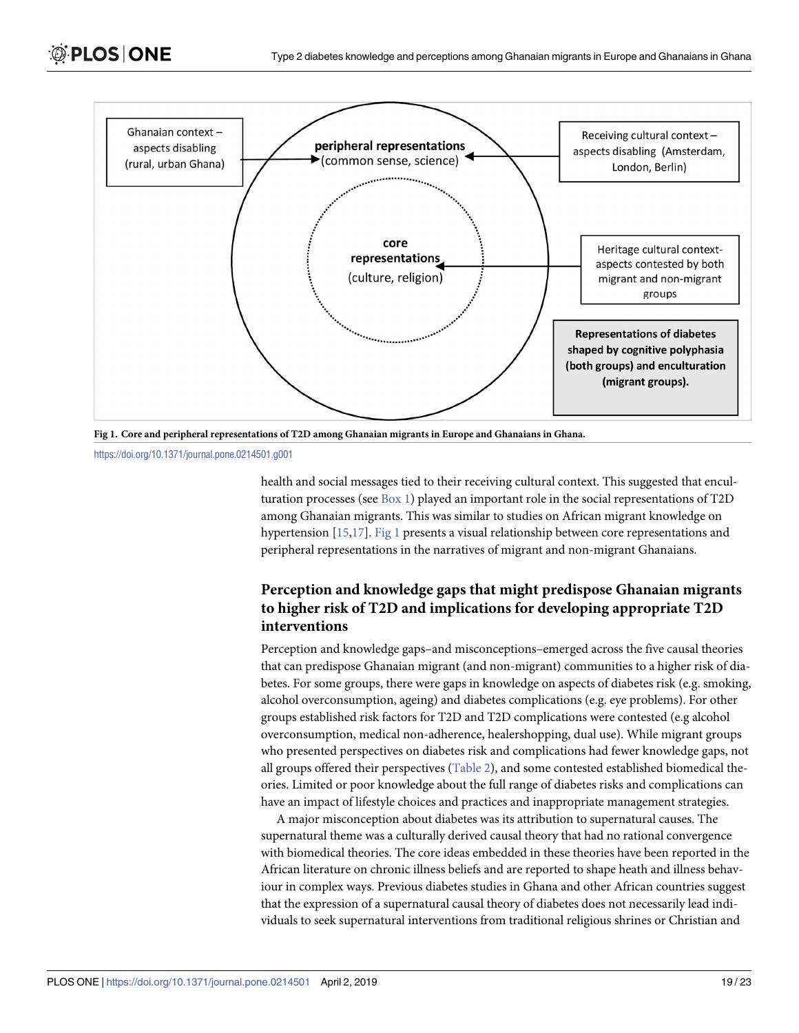Ghanaian context – aspects disabling (rural, urban Ghana)

peripheral representations (common sense, science)

Receiving cultural context – aspects disabling (Amsterdam, London, Berlin)

core representations (culture, religion)

Heritage cultural context-aspects contested by both migrant and non-migrant groups

**Representations of diabetes shaped by cognitive polyphasia (both groups) and enculturation (migrant groups).**

**Fig 1. Core and peripheral representations of T2D among Ghanaian migrants in Europe and Ghanaians in Ghana.**

https://doi.org/10.1371/journal.pone.0214501.g001

health and social messages tied to their receiving cultural context. This suggested that enculturation processes (see Box 1) played an important role in the social representations of T2D among Ghanaian migrants. This was similar to studies on African migrant knowledge on hypertension [15,17]. Fig 1 presents a visual relationship between core representations and peripheral representations in the narratives of migrant and non-migrant Ghanaians.

## Perception and knowledge gaps that might predispose Ghanaian migrants to higher risk of T2D and implications for developing appropriate T2D interventions

Perception and knowledge gaps–and misconceptions–emerged across the five causal theories that can predispose Ghanaian migrant (and non-migrant) communities to a higher risk of diabetes. For some groups, there were gaps in knowledge on aspects of diabetes risk (e.g. smoking, alcohol overconsumption, ageing) and diabetes complications (e.g. eye problems). For other groups established risk factors for T2D and T2D complications were contested (e.g alcohol overconsumption, medical non-adherence, healershopping, dual use). While migrant groups who presented perspectives on diabetes risk and complications had fewer knowledge gaps, not all groups offered their perspectives (Table 2), and some contested established biomedical theories. Limited or poor knowledge about the full range of diabetes risks and complications can have an impact of lifestyle choices and practices and inappropriate management strategies.

A major misconception about diabetes was its attribution to supernatural causes. The supernatural theme was a culturally derived causal theory that had no rational convergence with biomedical theories. The core ideas embedded in these theories have been reported in the African literature on chronic illness beliefs and are reported to shape heath and illness behaviour in complex ways. Previous diabetes studies in Ghana and other African countries suggest that the expression of a supernatural causal theory of diabetes does not necessarily lead individuals to seek supernatural interventions from traditional religious shrines or Christian and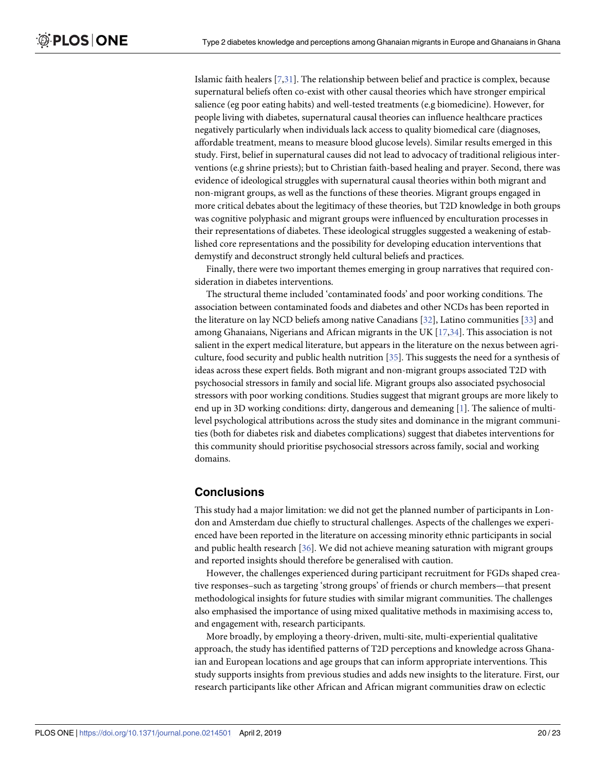Islamic faith healers [7,31]. The relationship between belief and practice is complex, because supernatural beliefs often co-exist with other causal theories which have stronger empirical salience (eg poor eating habits) and well-tested treatments (e.g biomedicine). However, for people living with diabetes, supernatural causal theories can influence healthcare practices negatively particularly when individuals lack access to quality biomedical care (diagnoses, affordable treatment, means to measure blood glucose levels). Similar results emerged in this study. First, belief in supernatural causes did not lead to advocacy of traditional religious interventions (e.g shrine priests); but to Christian faith-based healing and prayer. Second, there was evidence of ideological struggles with supernatural causal theories within both migrant and non-migrant groups, as well as the functions of these theories. Migrant groups engaged in more critical debates about the legitimacy of these theories, but T2D knowledge in both groups was cognitive polyphasic and migrant groups were influenced by enculturation processes in their representations of diabetes. These ideological struggles suggested a weakening of established core representations and the possibility for developing education interventions that demystify and deconstruct strongly held cultural beliefs and practices.

Finally, there were two important themes emerging in group narratives that required consideration in diabetes interventions.

The structural theme included 'contaminated foods' and poor working conditions. The association between contaminated foods and diabetes and other NCDs has been reported in the literature on lay NCD beliefs among native Canadians [32], Latino communities [33] and among Ghanaians, Nigerians and African migrants in the UK [17,34]. This association is not salient in the expert medical literature, but appears in the literature on the nexus between agriculture, food security and public health nutrition [35]. This suggests the need for a synthesis of ideas across these expert fields. Both migrant and non-migrant groups associated T2D with psychosocial stressors in family and social life. Migrant groups also associated psychosocial stressors with poor working conditions. Studies suggest that migrant groups are more likely to end up in 3D working conditions: dirty, dangerous and demeaning [1]. The salience of multi-level psychological attributions across the study sites and dominance in the migrant communities (both for diabetes risk and diabetes complications) suggest that diabetes interventions for this community should prioritise psychosocial stressors across family, social and working domains.

## Conclusions

This study had a major limitation: we did not get the planned number of participants in London and Amsterdam due chiefly to structural challenges. Aspects of the challenges we experienced have been reported in the literature on accessing minority ethnic participants in social and public health research [36]. We did not achieve meaning saturation with migrant groups and reported insights should therefore be generalised with caution.

However, the challenges experienced during participant recruitment for FGDs shaped creative responses–such as targeting 'strong groups' of friends or church members—that present methodological insights for future studies with similar migrant communities. The challenges also emphasised the importance of using mixed qualitative methods in maximising access to, and engagement with, research participants.

More broadly, by employing a theory-driven, multi-site, multi-experiential qualitative approach, the study has identified patterns of T2D perceptions and knowledge across Ghanaian and European locations and age groups that can inform appropriate interventions. This study supports insights from previous studies and adds new insights to the literature. First, our research participants like other African and African migrant communities draw on eclectic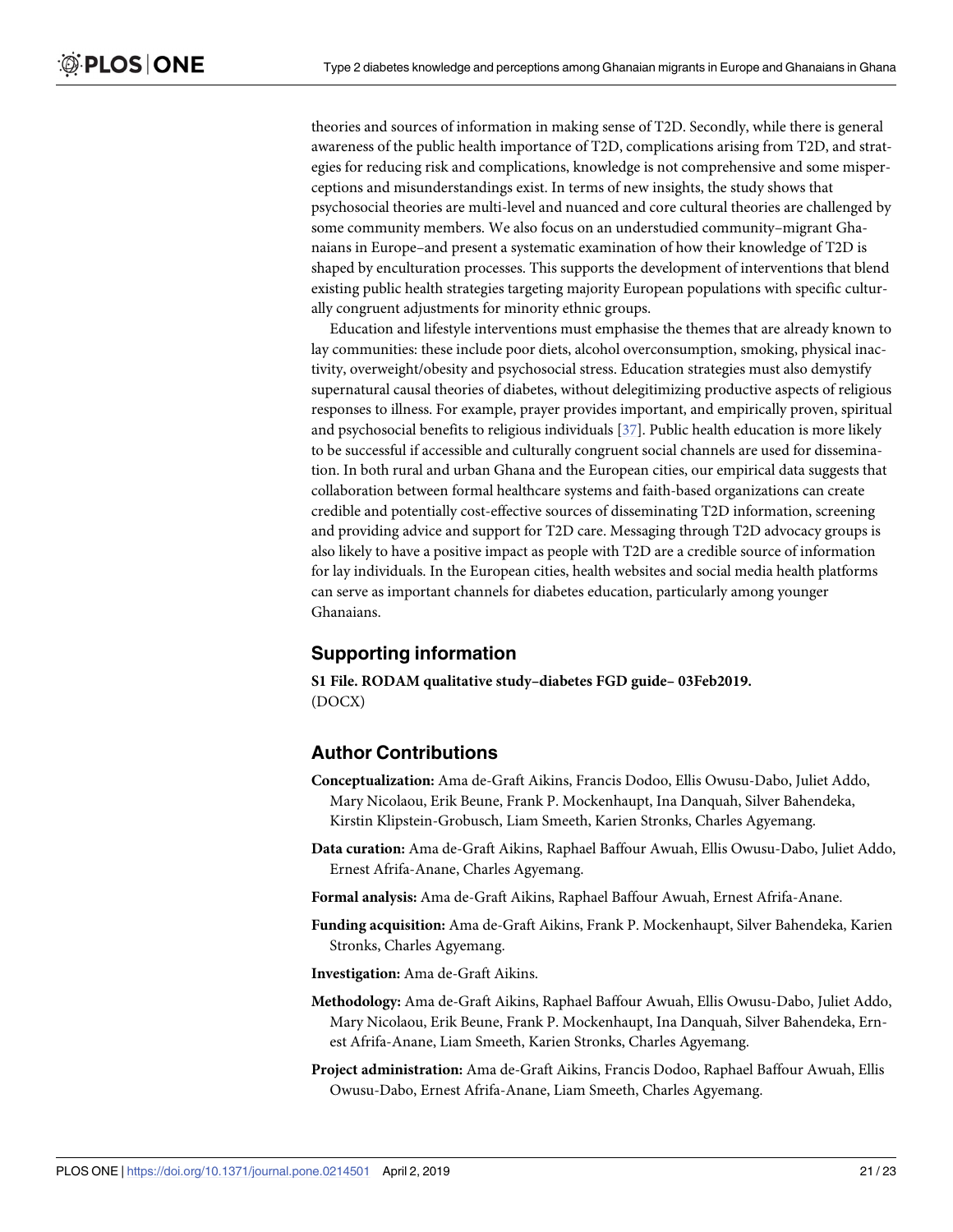theories and sources of information in making sense of T2D. Secondly, while there is general awareness of the public health importance of T2D, complications arising from T2D, and strategies for reducing risk and complications, knowledge is not comprehensive and some misperceptions and misunderstandings exist. In terms of new insights, the study shows that psychosocial theories are multi-level and nuanced and core cultural theories are challenged by some community members. We also focus on an understudied community–migrant Ghanaians in Europe–and present a systematic examination of how their knowledge of T2D is shaped by enculturation processes. This supports the development of interventions that blend existing public health strategies targeting majority European populations with specific culturally congruent adjustments for minority ethnic groups.

Education and lifestyle interventions must emphasise the themes that are already known to lay communities: these include poor diets, alcohol overconsumption, smoking, physical inactivity, overweight/obesity and psychosocial stress. Education strategies must also demystify supernatural causal theories of diabetes, without delegitimizing productive aspects of religious responses to illness. For example, prayer provides important, and empirically proven, spiritual and psychosocial benefits to religious individuals [37]. Public health education is more likely to be successful if accessible and culturally congruent social channels are used for dissemination. In both rural and urban Ghana and the European cities, our empirical data suggests that collaboration between formal healthcare systems and faith-based organizations can create credible and potentially cost-effective sources of disseminating T2D information, screening and providing advice and support for T2D care. Messaging through T2D advocacy groups is also likely to have a positive impact as people with T2D are a credible source of information for lay individuals. In the European cities, health websites and social media health platforms can serve as important channels for diabetes education, particularly among younger Ghanaians.

## Supporting information

**S1 File. RODAM qualitative study–diabetes FGD guide– 03Feb2019.**
(DOCX)

## Author Contributions

**Conceptualization:** Ama de-Graft Aikins, Francis Dodoo, Ellis Owusu-Dabo, Juliet Addo, Mary Nicolaou, Erik Beune, Frank P. Mockenhaupt, Ina Danquah, Silver Bahendeka, Kirstin Klipstein-Grobusch, Liam Smeeth, Karien Stronks, Charles Agyemang.

**Data curation:** Ama de-Graft Aikins, Raphael Baffour Awuah, Ellis Owusu-Dabo, Juliet Addo, Ernest Afrifa-Anane, Charles Agyemang.

**Formal analysis:** Ama de-Graft Aikins, Raphael Baffour Awuah, Ernest Afrifa-Anane.

**Funding acquisition:** Ama de-Graft Aikins, Frank P. Mockenhaupt, Silver Bahendeka, Karien Stronks, Charles Agyemang.

**Investigation:** Ama de-Graft Aikins.

**Methodology:** Ama de-Graft Aikins, Raphael Baffour Awuah, Ellis Owusu-Dabo, Juliet Addo, Mary Nicolaou, Erik Beune, Frank P. Mockenhaupt, Ina Danquah, Silver Bahendeka, Ernest Afrifa-Anane, Liam Smeeth, Karien Stronks, Charles Agyemang.

**Project administration:** Ama de-Graft Aikins, Francis Dodoo, Raphael Baffour Awuah, Ellis Owusu-Dabo, Ernest Afrifa-Anane, Liam Smeeth, Charles Agyemang.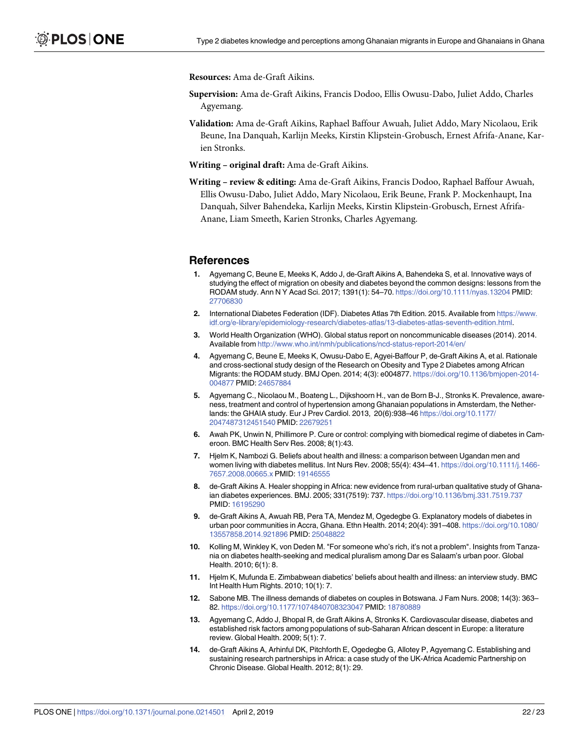**Resources:** Ama de-Graft Aikins.

**Supervision:** Ama de-Graft Aikins, Francis Dodoo, Ellis Owusu-Dabo, Juliet Addo, Charles Agyemang.

**Validation:** Ama de-Graft Aikins, Raphael Baffour Awuah, Juliet Addo, Mary Nicolaou, Erik Beune, Ina Danquah, Karlijn Meeks, Kirstin Klipstein-Grobusch, Ernest Afrifa-Anane, Karien Stronks.

**Writing – original draft:** Ama de-Graft Aikins.

**Writing – review & editing:** Ama de-Graft Aikins, Francis Dodoo, Raphael Baffour Awuah, Ellis Owusu-Dabo, Juliet Addo, Mary Nicolaou, Erik Beune, Frank P. Mockenhaupt, Ina Danquah, Silver Bahendeka, Karlijn Meeks, Kirstin Klipstein-Grobusch, Ernest Afrifa-Anane, Liam Smeeth, Karien Stronks, Charles Agyemang.

## References

1. Agyemang C, Beune E, Meeks K, Addo J, de-Graft Aikins A, Bahendeka S, et al. Innovative ways of studying the effect of migration on obesity and diabetes beyond the common designs: lessons from the RODAM study. Ann N Y Acad Sci. 2017; 1391(1): 54–70. https://doi.org/10.1111/nyas.13204 PMID: 27706830
2. International Diabetes Federation (IDF). Diabetes Atlas 7th Edition. 2015. Available from https://www.idf.org/e-library/epidemiology-research/diabetes-atlas/13-diabetes-atlas-seventh-edition.html.
3. World Health Organization (WHO). Global status report on noncommunicable diseases (2014). 2014. Available from http://www.who.int/nmh/publications/ncd-status-report-2014/en/
4. Agyemang C, Beune E, Meeks K, Owusu-Dabo E, Agyei-Baffour P, de-Graft Aikins A, et al. Rationale and cross-sectional study design of the Research on Obesity and Type 2 Diabetes among African Migrants: the RODAM study. BMJ Open. 2014; 4(3): e004877. https://doi.org/10.1136/bmjopen-2014-004877 PMID: 24657884
5. Agyemang C., Nicolaou M., Boateng L., Dijkshoorn H., van de Born B-J., Stronks K. Prevalence, awareness, treatment and control of hypertension among Ghanaian populations in Amsterdam, the Netherlands: the GHAIA study. Eur J Prev Cardiol. 2013, 20(6):938–46 https://doi.org/10.1177/2047487312451540 PMID: 22679251
6. Awah PK, Unwin N, Phillimore P. Cure or control: complying with biomedical regime of diabetes in Cameroon. BMC Health Serv Res. 2008; 8(1):43.
7. Hjelm K, Nambozi G. Beliefs about health and illness: a comparison between Ugandan men and women living with diabetes mellitus. Int Nurs Rev. 2008; 55(4): 434–41. https://doi.org/10.1111/j.1466-7657.2008.00665.x PMID: 19146555
8. de-Graft Aikins A. Healer shopping in Africa: new evidence from rural-urban qualitative study of Ghanaian diabetes experiences. BMJ. 2005; 331(7519): 737. https://doi.org/10.1136/bmj.331.7519.737 PMID: 16195290
9. de-Graft Aikins A, Awuah RB, Pera TA, Mendez M, Ogedegbe G. Explanatory models of diabetes in urban poor communities in Accra, Ghana. Ethn Health. 2014; 20(4): 391–408. https://doi.org/10.1080/13557858.2014.921896 PMID: 25048822
10. Kolling M, Winkley K, von Deden M. "For someone who's rich, it's not a problem". Insights from Tanzania on diabetes health-seeking and medical pluralism among Dar es Salaam's urban poor. Global Health. 2010; 6(1): 8.
11. Hjelm K, Mufunda E. Zimbabwean diabetics' beliefs about health and illness: an interview study. BMC Int Health Hum Rights. 2010; 10(1): 7.
12. Sabone MB. The illness demands of diabetes on couples in Botswana. J Fam Nurs. 2008; 14(3): 363–82. https://doi.org/10.1177/1074840708323047 PMID: 18780889
13. Agyemang C, Addo J, Bhopal R, de Graft Aikins A, Stronks K. Cardiovascular disease, diabetes and established risk factors among populations of sub-Saharan African descent in Europe: a literature review. Global Health. 2009; 5(1): 7.
14. de-Graft Aikins A, Arhinful DK, Pitchforth E, Ogedegbe G, Allotey P, Agyemang C. Establishing and sustaining research partnerships in Africa: a case study of the UK-Africa Academic Partnership on Chronic Disease. Global Health. 2012; 8(1): 29.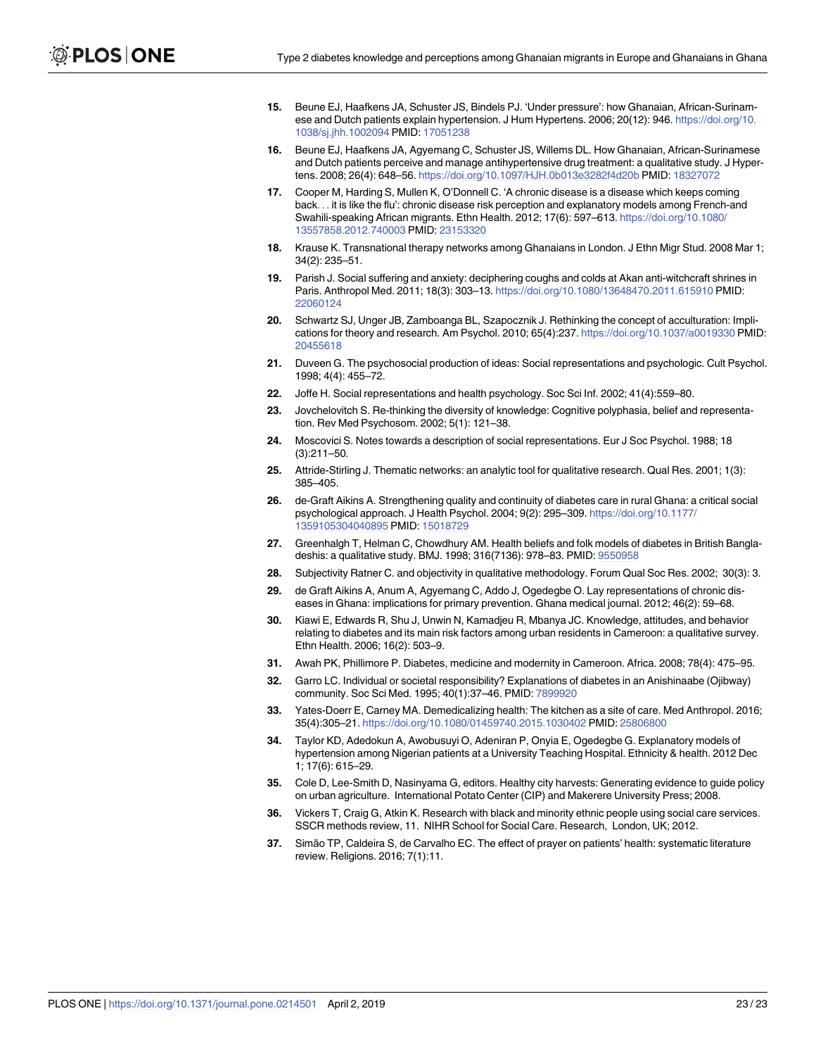15. Beune EJ, Haafkens JA, Schuster JS, Bindels PJ. 'Under pressure': how Ghanaian, African-Surinamese and Dutch patients explain hypertension. J Hum Hypertens. 2006; 20(12): 946. https://doi.org/10.1038/sj.jhh.1002094 PMID: 17051238
16. Beune EJ, Haafkens JA, Agyemang C, Schuster JS, Willems DL. How Ghanaian, African-Surinamese and Dutch patients perceive and manage antihypertensive drug treatment: a qualitative study. J Hypertens. 2008; 26(4): 648–56. https://doi.org/10.1097/HJH.0b013e3282f4d20b PMID: 18327072
17. Cooper M, Harding S, Mullen K, O'Donnell C. 'A chronic disease is a disease which keeps coming back. . . it is like the flu': chronic disease risk perception and explanatory models among French-and Swahili-speaking African migrants. Ethn Health. 2012; 17(6): 597–613. https://doi.org/10.1080/13557858.2012.740003 PMID: 23153320
18. Krause K. Transnational therapy networks among Ghanaians in London. J Ethn Migr Stud. 2008 Mar 1; 34(2): 235–51.
19. Parish J. Social suffering and anxiety: deciphering coughs and colds at Akan anti-witchcraft shrines in Paris. Anthropol Med. 2011; 18(3): 303–13. https://doi.org/10.1080/13648470.2011.615910 PMID: 22060124
20. Schwartz SJ, Unger JB, Zamboanga BL, Szapocznik J. Rethinking the concept of acculturation: Implications for theory and research. Am Psychol. 2010; 65(4):237. https://doi.org/10.1037/a0019330 PMID: 20455618
21. Duveen G. The psychosocial production of ideas: Social representations and psychologic. Cult Psychol. 1998; 4(4): 455–72.
22. Joffe H. Social representations and health psychology. Soc Sci Inf. 2002; 41(4):559–80.
23. Jovchelovitch S. Re-thinking the diversity of knowledge: Cognitive polyphasia, belief and representation. Rev Med Psychosom. 2002; 5(1): 121–38.
24. Moscovici S. Notes towards a description of social representations. Eur J Soc Psychol. 1988; 18 (3):211–50.
25. Attride-Stirling J. Thematic networks: an analytic tool for qualitative research. Qual Res. 2001; 1(3): 385–405.
26. de-Graft Aikins A. Strengthening quality and continuity of diabetes care in rural Ghana: a critical social psychological approach. J Health Psychol. 2004; 9(2): 295–309. https://doi.org/10.1177/1359105304040895 PMID: 15018729
27. Greenhalgh T, Helman C, Chowdhury AM. Health beliefs and folk models of diabetes in British Bangladeshis: a qualitative study. BMJ. 1998; 316(7136): 978–83. PMID: 9550958
28. Subjectivity Ratner C. and objectivity in qualitative methodology. Forum Qual Soc Res. 2002; 30(3): 3.
29. de Graft Aikins A, Anum A, Agyemang C, Addo J, Ogedegbe O. Lay representations of chronic diseases in Ghana: implications for primary prevention. Ghana medical journal. 2012; 46(2): 59–68.
30. Kiawi E, Edwards R, Shu J, Unwin N, Kamadjeu R, Mbanya JC. Knowledge, attitudes, and behavior relating to diabetes and its main risk factors among urban residents in Cameroon: a qualitative survey. Ethn Health. 2006; 16(2): 503–9.
31. Awah PK, Phillimore P. Diabetes, medicine and modernity in Cameroon. Africa. 2008; 78(4): 475–95.
32. Garro LC. Individual or societal responsibility? Explanations of diabetes in an Anishinaabe (Ojibway) community. Soc Sci Med. 1995; 40(1):37–46. PMID: 7899920
33. Yates-Doerr E, Carney MA. Demedicalizing health: The kitchen as a site of care. Med Anthropol. 2016; 35(4):305–21. https://doi.org/10.1080/01459740.2015.1030402 PMID: 25806800
34. Taylor KD, Adedokun A, Awobusuyi O, Adeniran P, Onyia E, Ogedegbe G. Explanatory models of hypertension among Nigerian patients at a University Teaching Hospital. Ethnicity & health. 2012 Dec 1; 17(6): 615–29.
35. Cole D, Lee-Smith D, Nasinyama G, editors. Healthy city harvests: Generating evidence to guide policy on urban agriculture. International Potato Center (CIP) and Makerere University Press; 2008.
36. Vickers T, Craig G, Atkin K. Research with black and minority ethnic people using social care services. SSCR methods review, 11. NIHR School for Social Care. Research, London, UK; 2012.
37. Simão TP, Caldeira S, de Carvalho EC. The effect of prayer on patients' health: systematic literature review. Religions. 2016; 7(1):11.